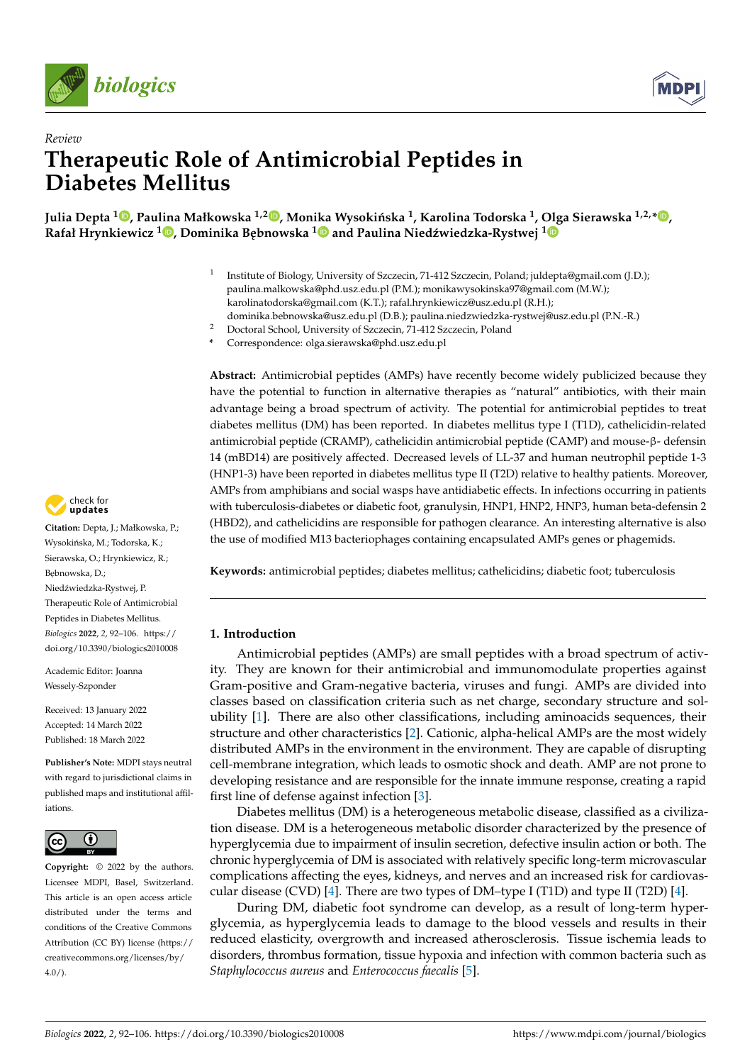*Review*

# Therapeutic Role of Antimicrobial Peptides in Diabetes Mellitus

**Julia Depta [1], Paulina Małkowska [1,2], Monika Wysokińska [1], Karolina Todorska [1], Olga Sierawska [1,2,*], Rafał Hrynkiewicz [1], Dominika Bębnowska [1] and Paulina Niedźwiedzka-Rystwej [1]**

[1] Institute of Biology, University of Szczecin, 71-412 Szczecin, Poland; juldepta@gmail.com (J.D.); paulina.malkowska@phd.usz.edu.pl (P.M.); monikawysokinska97@gmail.com (M.W.); karolinatodorska@gmail.com (K.T.); rafal.hrynkiewicz@usz.edu.pl (R.H.); dominika.bebnowska@usz.edu.pl (D.B.); paulina.niedzwiedzka-rystwej@usz.edu.pl (P.N.-R.)

[2] Doctoral School, University of Szczecin, 71-412 Szczecin, Poland

\* Correspondence: olga.sierawska@phd.usz.edu.pl

**Abstract:** Antimicrobial peptides (AMPs) have recently become widely publicized because they have the potential to function in alternative therapies as "natural" antibiotics, with their main advantage being a broad spectrum of activity. The potential for antimicrobial peptides to treat diabetes mellitus (DM) has been reported. In diabetes mellitus type I (T1D), cathelicidin-related antimicrobial peptide (CRAMP), cathelicidin antimicrobial peptide (CAMP) and mouse-β- defensin 14 (mBD14) are positively affected. Decreased levels of LL-37 and human neutrophil peptide 1-3 (HNP1-3) have been reported in diabetes mellitus type II (T2D) relative to healthy patients. Moreover, AMPs from amphibians and social wasps have antidiabetic effects. In infections occurring in patients with tuberculosis-diabetes or diabetic foot, granulysin, HNP1, HNP2, HNP3, human beta-defensin 2 (HBD2), and cathelicidins are responsible for pathogen clearance. An interesting alternative is also the use of modified M13 bacteriophages containing encapsulated AMPs genes or phagemids.

**Keywords:** antimicrobial peptides; diabetes mellitus; cathelicidins; diabetic foot; tuberculosis

**Citation:** Depta, J.; Małkowska, P.; Wysokińska, M.; Todorska, K.; Sierawska, O.; Hrynkiewicz, R.; Bębnowska, D.; Niedźwiedzka-Rystwej, P. Therapeutic Role of Antimicrobial Peptides in Diabetes Mellitus. *Biologics* **2022**, *2*, 92–106. https://doi.org/10.3390/biologics2010008

Academic Editor: Joanna Wessely-Szponder

Received: 13 January 2022
Accepted: 14 March 2022
Published: 18 March 2022

**Publisher's Note:** MDPI stays neutral with regard to jurisdictional claims in published maps and institutional affiliations.

**Copyright:** © 2022 by the authors. Licensee MDPI, Basel, Switzerland. This article is an open access article distributed under the terms and conditions of the Creative Commons Attribution (CC BY) license (https://creativecommons.org/licenses/by/4.0/).

## 1. Introduction

Antimicrobial peptides (AMPs) are small peptides with a broad spectrum of activity. They are known for their antimicrobial and immunomodulate properties against Gram-positive and Gram-negative bacteria, viruses and fungi. AMPs are divided into classes based on classification criteria such as net charge, secondary structure and solubility [1]. There are also other classifications, including aminoacids sequences, their structure and other characteristics [2]. Cationic, alpha-helical AMPs are the most widely distributed AMPs in the environment in the environment. They are capable of disrupting cell-membrane integration, which leads to osmotic shock and death. AMP are not prone to developing resistance and are responsible for the innate immune response, creating a rapid first line of defense against infection [3].

Diabetes mellitus (DM) is a heterogeneous metabolic disease, classified as a civilization disease. DM is a heterogeneous metabolic disorder characterized by the presence of hyperglycemia due to impairment of insulin secretion, defective insulin action or both. The chronic hyperglycemia of DM is associated with relatively specific long-term microvascular complications affecting the eyes, kidneys, and nerves and an increased risk for cardiovascular disease (CVD) [4]. There are two types of DM–type I (T1D) and type II (T2D) [4].

During DM, diabetic foot syndrome can develop, as a result of long-term hyperglycemia, as hyperglycemia leads to damage to the blood vessels and results in their reduced elasticity, overgrowth and increased atherosclerosis. Tissue ischemia leads to disorders, thrombus formation, tissue hypoxia and infection with common bacteria such as *Staphylococcus aureus* and *Enterococcus faecalis* [5].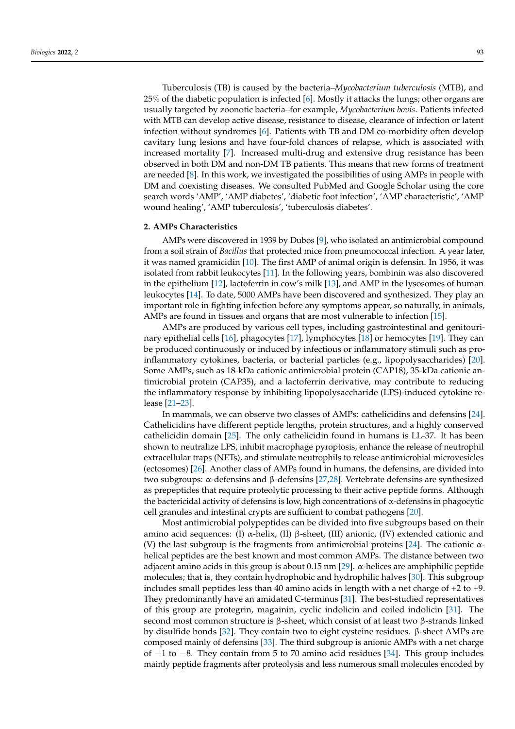Tuberculosis (TB) is caused by the bacteria–*Mycobacterium tuberculosis* (MTB), and 25% of the diabetic population is infected [6]. Mostly it attacks the lungs; other organs are usually targeted by zoonotic bacteria–for example, *Mycobacterium bovis*. Patients infected with MTB can develop active disease, resistance to disease, clearance of infection or latent infection without syndromes [6]. Patients with TB and DM co-morbidity often develop cavitary lung lesions and have four-fold chances of relapse, which is associated with increased mortality [7]. Increased multi-drug and extensive drug resistance has been observed in both DM and non-DM TB patients. This means that new forms of treatment are needed [8]. In this work, we investigated the possibilities of using AMPs in people with DM and coexisting diseases. We consulted PubMed and Google Scholar using the core search words 'AMP', 'AMP diabetes', 'diabetic foot infection', 'AMP characteristic', 'AMP wound healing', 'AMP tuberculosis', 'tuberculosis diabetes'.

## 2. AMPs Characteristics

AMPs were discovered in 1939 by Dubos [9], who isolated an antimicrobial compound from a soil strain of *Bacillus* that protected mice from pneumococcal infection. A year later, it was named gramicidin [10]. The first AMP of animal origin is defensin. In 1956, it was isolated from rabbit leukocytes [11]. In the following years, bombinin was also discovered in the epithelium [12], lactoferrin in cow's milk [13], and AMP in the lysosomes of human leukocytes [14]. To date, 5000 AMPs have been discovered and synthesized. They play an important role in fighting infection before any symptoms appear, so naturally, in animals, AMPs are found in tissues and organs that are most vulnerable to infection [15].

AMPs are produced by various cell types, including gastrointestinal and genitourinary epithelial cells [16], phagocytes [17], lymphocytes [18] or hemocytes [19]. They can be produced continuously or induced by infectious or inflammatory stimuli such as pro-inflammatory cytokines, bacteria, or bacterial particles (e.g., lipopolysaccharides) [20]. Some AMPs, such as 18-kDa cationic antimicrobial protein (CAP18), 35-kDa cationic antimicrobial protein (CAP35), and a lactoferrin derivative, may contribute to reducing the inflammatory response by inhibiting lipopolysaccharide (LPS)-induced cytokine release [21–23].

In mammals, we can observe two classes of AMPs: cathelicidins and defensins [24]. Cathelicidins have different peptide lengths, protein structures, and a highly conserved cathelicidin domain [25]. The only cathelicidin found in humans is LL-37. It has been shown to neutralize LPS, inhibit macrophage pyroptosis, enhance the release of neutrophil extracellular traps (NETs), and stimulate neutrophils to release antimicrobial microvesicles (ectosomes) [26]. Another class of AMPs found in humans, the defensins, are divided into two subgroups: α-defensins and β-defensins [27,28]. Vertebrate defensins are synthesized as prepeptides that require proteolytic processing to their active peptide forms. Although the bactericidal activity of defensins is low, high concentrations of α-defensins in phagocytic cell granules and intestinal crypts are sufficient to combat pathogens [20].

Most antimicrobial polypeptides can be divided into five subgroups based on their amino acid sequences: (I) α-helix, (II) β-sheet, (III) anionic, (IV) extended cationic and (V) the last subgroup is the fragments from antimicrobial proteins [24]. The cationic α-helical peptides are the best known and most common AMPs. The distance between two adjacent amino acids in this group is about 0.15 nm [29]. α-helices are amphiphilic peptide molecules; that is, they contain hydrophobic and hydrophilic halves [30]. This subgroup includes small peptides less than 40 amino acids in length with a net charge of +2 to +9. They predominantly have an amidated C-terminus [31]. The best-studied representatives of this group are protegrin, magainin, cyclic indolicin and coiled indolicin [31]. The second most common structure is β-sheet, which consist of at least two β-strands linked by disulfide bonds [32]. They contain two to eight cysteine residues. β-sheet AMPs are composed mainly of defensins [33]. The third subgroup is anionic AMPs with a net charge of −1 to −8. They contain from 5 to 70 amino acid residues [34]. This group includes mainly peptide fragments after proteolysis and less numerous small molecules encoded by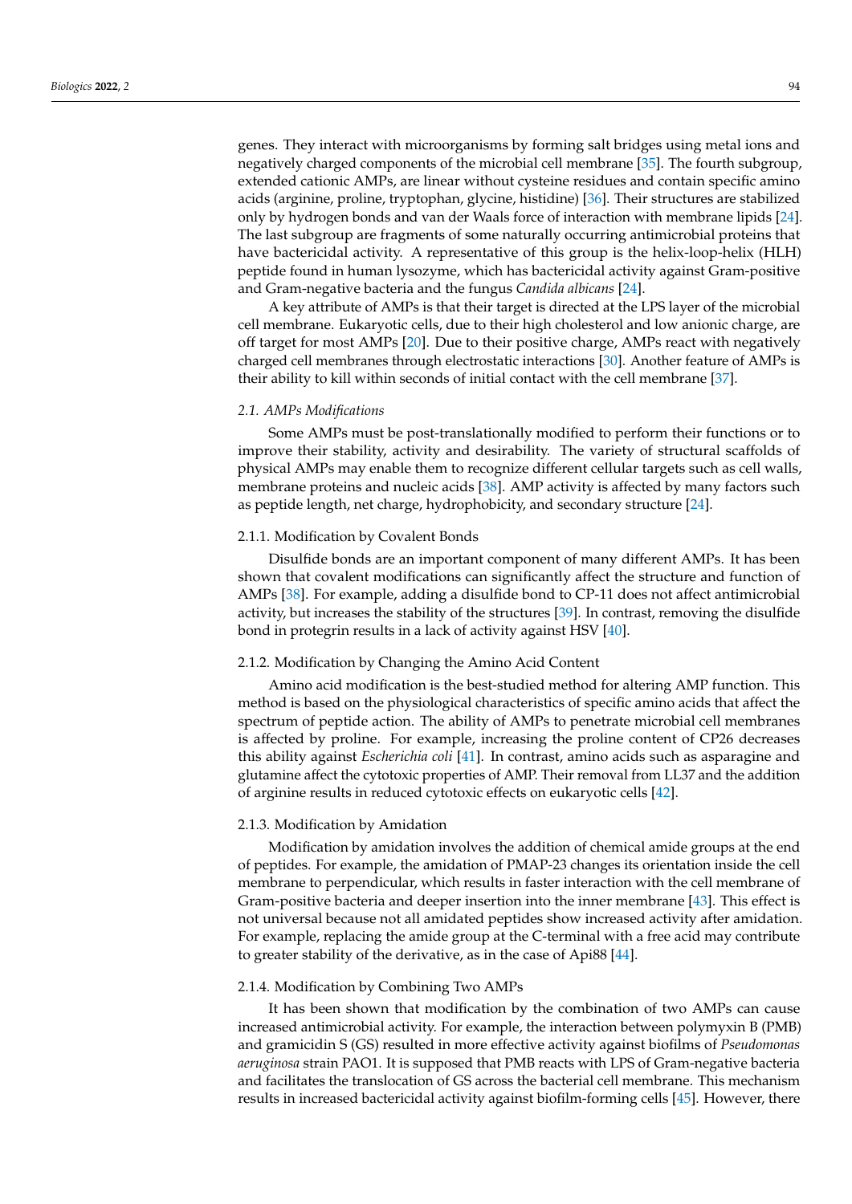genes. They interact with microorganisms by forming salt bridges using metal ions and negatively charged components of the microbial cell membrane [35]. The fourth subgroup, extended cationic AMPs, are linear without cysteine residues and contain specific amino acids (arginine, proline, tryptophan, glycine, histidine) [36]. Their structures are stabilized only by hydrogen bonds and van der Waals force of interaction with membrane lipids [24]. The last subgroup are fragments of some naturally occurring antimicrobial proteins that have bactericidal activity. A representative of this group is the helix-loop-helix (HLH) peptide found in human lysozyme, which has bactericidal activity against Gram-positive and Gram-negative bacteria and the fungus *Candida albicans* [24].

A key attribute of AMPs is that their target is directed at the LPS layer of the microbial cell membrane. Eukaryotic cells, due to their high cholesterol and low anionic charge, are off target for most AMPs [20]. Due to their positive charge, AMPs react with negatively charged cell membranes through electrostatic interactions [30]. Another feature of AMPs is their ability to kill within seconds of initial contact with the cell membrane [37].

### *2.1. AMPs Modifications*

Some AMPs must be post-translationally modified to perform their functions or to improve their stability, activity and desirability. The variety of structural scaffolds of physical AMPs may enable them to recognize different cellular targets such as cell walls, membrane proteins and nucleic acids [38]. AMP activity is affected by many factors such as peptide length, net charge, hydrophobicity, and secondary structure [24].

#### 2.1.1. Modification by Covalent Bonds

Disulfide bonds are an important component of many different AMPs. It has been shown that covalent modifications can significantly affect the structure and function of AMPs [38]. For example, adding a disulfide bond to CP-11 does not affect antimicrobial activity, but increases the stability of the structures [39]. In contrast, removing the disulfide bond in protegrin results in a lack of activity against HSV [40].

#### 2.1.2. Modification by Changing the Amino Acid Content

Amino acid modification is the best-studied method for altering AMP function. This method is based on the physiological characteristics of specific amino acids that affect the spectrum of peptide action. The ability of AMPs to penetrate microbial cell membranes is affected by proline. For example, increasing the proline content of CP26 decreases this ability against *Escherichia coli* [41]. In contrast, amino acids such as asparagine and glutamine affect the cytotoxic properties of AMP. Their removal from LL37 and the addition of arginine results in reduced cytotoxic effects on eukaryotic cells [42].

#### 2.1.3. Modification by Amidation

Modification by amidation involves the addition of chemical amide groups at the end of peptides. For example, the amidation of PMAP-23 changes its orientation inside the cell membrane to perpendicular, which results in faster interaction with the cell membrane of Gram-positive bacteria and deeper insertion into the inner membrane [43]. This effect is not universal because not all amidated peptides show increased activity after amidation. For example, replacing the amide group at the C-terminal with a free acid may contribute to greater stability of the derivative, as in the case of Api88 [44].

#### 2.1.4. Modification by Combining Two AMPs

It has been shown that modification by the combination of two AMPs can cause increased antimicrobial activity. For example, the interaction between polymyxin B (PMB) and gramicidin S (GS) resulted in more effective activity against biofilms of *Pseudomonas aeruginosa* strain PAO1. It is supposed that PMB reacts with LPS of Gram-negative bacteria and facilitates the translocation of GS across the bacterial cell membrane. This mechanism results in increased bactericidal activity against biofilm-forming cells [45]. However, there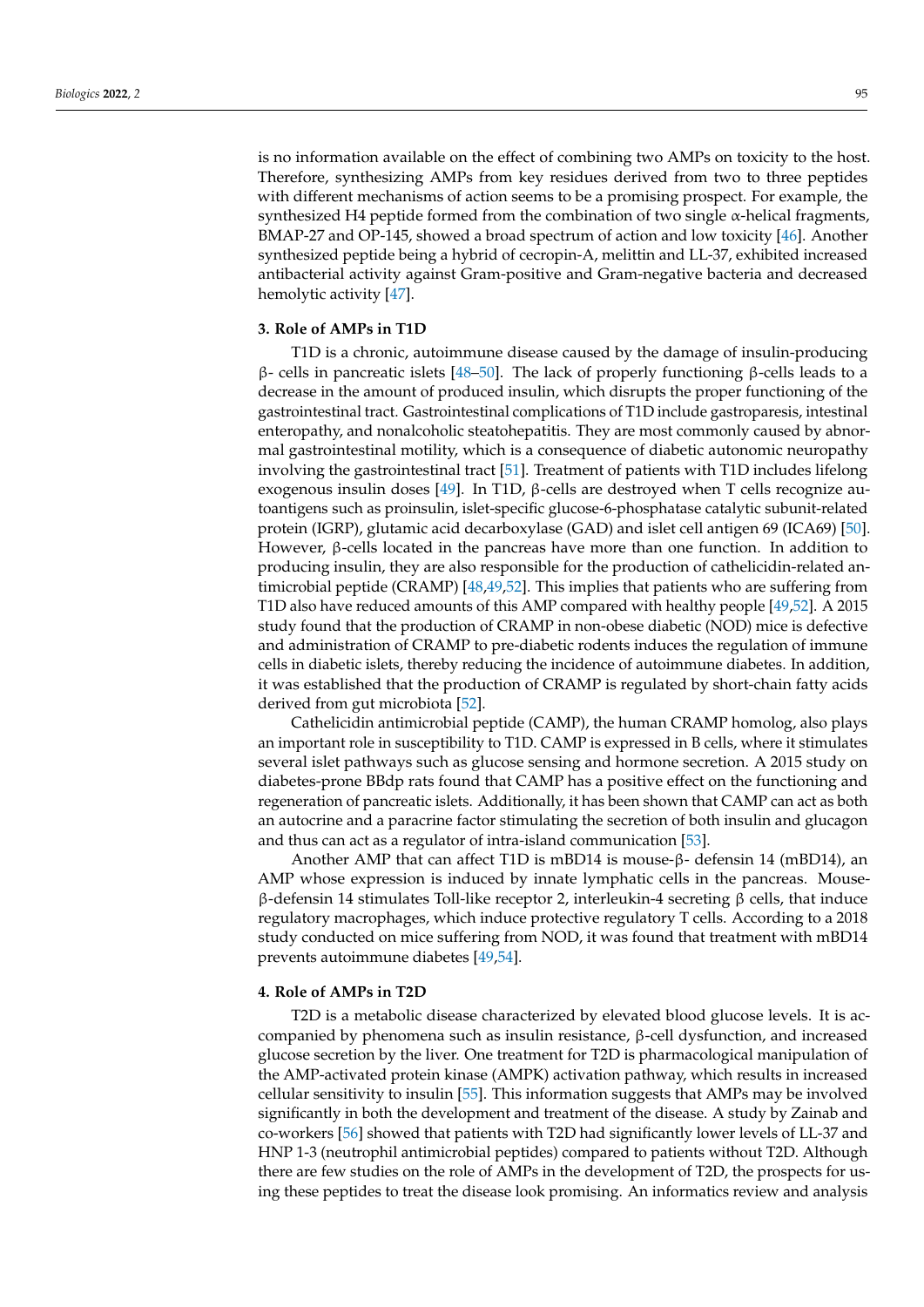is no information available on the effect of combining two AMPs on toxicity to the host. Therefore, synthesizing AMPs from key residues derived from two to three peptides with different mechanisms of action seems to be a promising prospect. For example, the synthesized H4 peptide formed from the combination of two single α-helical fragments, BMAP-27 and OP-145, showed a broad spectrum of action and low toxicity [46]. Another synthesized peptide being a hybrid of cecropin-A, melittin and LL-37, exhibited increased antibacterial activity against Gram-positive and Gram-negative bacteria and decreased hemolytic activity [47].

### 3. Role of AMPs in T1D

T1D is a chronic, autoimmune disease caused by the damage of insulin-producing β- cells in pancreatic islets [48–50]. The lack of properly functioning β-cells leads to a decrease in the amount of produced insulin, which disrupts the proper functioning of the gastrointestinal tract. Gastrointestinal complications of T1D include gastroparesis, intestinal enteropathy, and nonalcoholic steatohepatitis. They are most commonly caused by abnormal gastrointestinal motility, which is a consequence of diabetic autonomic neuropathy involving the gastrointestinal tract [51]. Treatment of patients with T1D includes lifelong exogenous insulin doses [49]. In T1D, β-cells are destroyed when T cells recognize autoantigens such as proinsulin, islet-specific glucose-6-phosphatase catalytic subunit-related protein (IGRP), glutamic acid decarboxylase (GAD) and islet cell antigen 69 (ICA69) [50]. However, β-cells located in the pancreas have more than one function. In addition to producing insulin, they are also responsible for the production of cathelicidin-related antimicrobial peptide (CRAMP) [48,49,52]. This implies that patients who are suffering from T1D also have reduced amounts of this AMP compared with healthy people [49,52]. A 2015 study found that the production of CRAMP in non-obese diabetic (NOD) mice is defective and administration of CRAMP to pre-diabetic rodents induces the regulation of immune cells in diabetic islets, thereby reducing the incidence of autoimmune diabetes. In addition, it was established that the production of CRAMP is regulated by short-chain fatty acids derived from gut microbiota [52].

Cathelicidin antimicrobial peptide (CAMP), the human CRAMP homolog, also plays an important role in susceptibility to T1D. CAMP is expressed in B cells, where it stimulates several islet pathways such as glucose sensing and hormone secretion. A 2015 study on diabetes-prone BBdp rats found that CAMP has a positive effect on the functioning and regeneration of pancreatic islets. Additionally, it has been shown that CAMP can act as both an autocrine and a paracrine factor stimulating the secretion of both insulin and glucagon and thus can act as a regulator of intra-island communication [53].

Another AMP that can affect T1D is mBD14 is mouse-β- defensin 14 (mBD14), an AMP whose expression is induced by innate lymphatic cells in the pancreas. Mouse-β-defensin 14 stimulates Toll-like receptor 2, interleukin-4 secreting β cells, that induce regulatory macrophages, which induce protective regulatory T cells. According to a 2018 study conducted on mice suffering from NOD, it was found that treatment with mBD14 prevents autoimmune diabetes [49,54].

### 4. Role of AMPs in T2D

T2D is a metabolic disease characterized by elevated blood glucose levels. It is accompanied by phenomena such as insulin resistance, β-cell dysfunction, and increased glucose secretion by the liver. One treatment for T2D is pharmacological manipulation of the AMP-activated protein kinase (AMPK) activation pathway, which results in increased cellular sensitivity to insulin [55]. This information suggests that AMPs may be involved significantly in both the development and treatment of the disease. A study by Zainab and co-workers [56] showed that patients with T2D had significantly lower levels of LL-37 and HNP 1-3 (neutrophil antimicrobial peptides) compared to patients without T2D. Although there are few studies on the role of AMPs in the development of T2D, the prospects for using these peptides to treat the disease look promising. An informatics review and analysis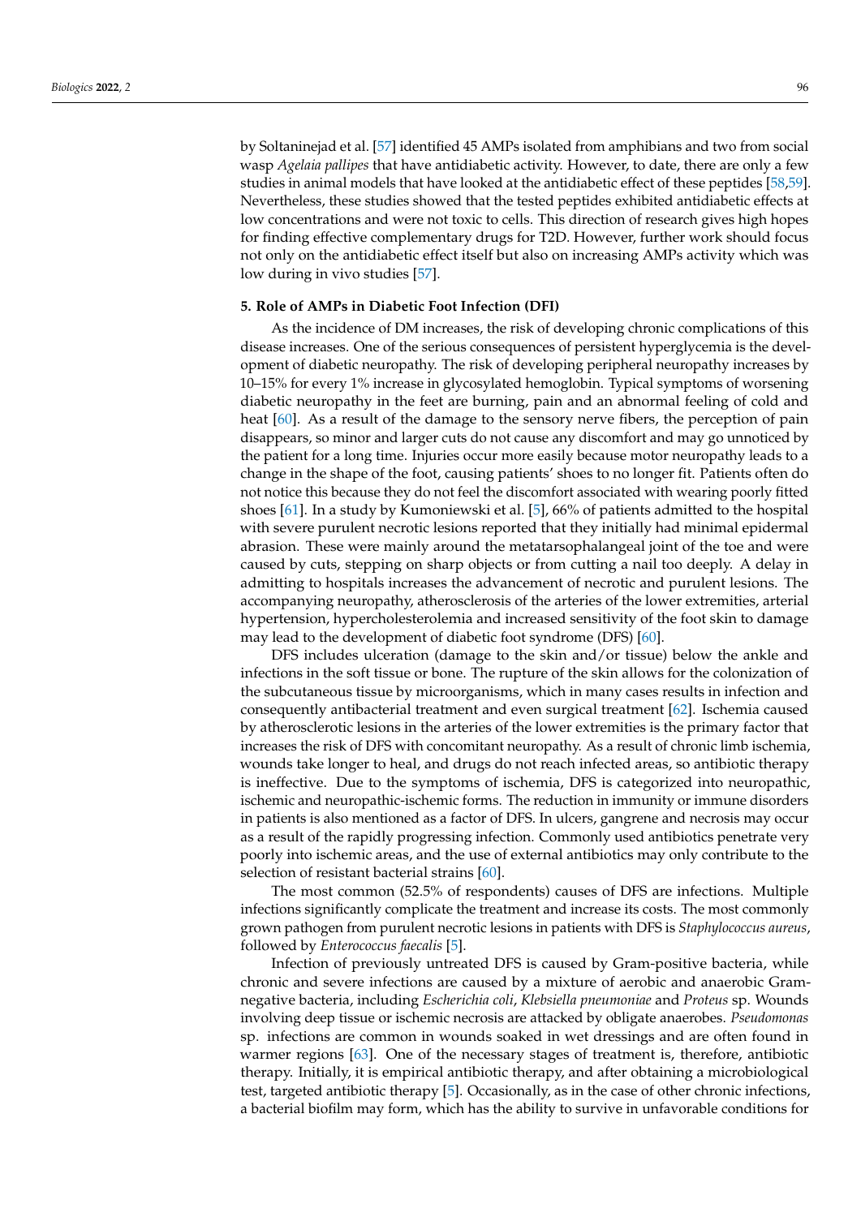by Soltaninejad et al. [57] identified 45 AMPs isolated from amphibians and two from social wasp *Agelaia pallipes* that have antidiabetic activity. However, to date, there are only a few studies in animal models that have looked at the antidiabetic effect of these peptides [58,59]. Nevertheless, these studies showed that the tested peptides exhibited antidiabetic effects at low concentrations and were not toxic to cells. This direction of research gives high hopes for finding effective complementary drugs for T2D. However, further work should focus not only on the antidiabetic effect itself but also on increasing AMPs activity which was low during in vivo studies [57].

## 5. Role of AMPs in Diabetic Foot Infection (DFI)

As the incidence of DM increases, the risk of developing chronic complications of this disease increases. One of the serious consequences of persistent hyperglycemia is the development of diabetic neuropathy. The risk of developing peripheral neuropathy increases by 10–15% for every 1% increase in glycosylated hemoglobin. Typical symptoms of worsening diabetic neuropathy in the feet are burning, pain and an abnormal feeling of cold and heat [60]. As a result of the damage to the sensory nerve fibers, the perception of pain disappears, so minor and larger cuts do not cause any discomfort and may go unnoticed by the patient for a long time. Injuries occur more easily because motor neuropathy leads to a change in the shape of the foot, causing patients' shoes to no longer fit. Patients often do not notice this because they do not feel the discomfort associated with wearing poorly fitted shoes [61]. In a study by Kumoniewski et al. [5], 66% of patients admitted to the hospital with severe purulent necrotic lesions reported that they initially had minimal epidermal abrasion. These were mainly around the metatarsophalangeal joint of the toe and were caused by cuts, stepping on sharp objects or from cutting a nail too deeply. A delay in admitting to hospitals increases the advancement of necrotic and purulent lesions. The accompanying neuropathy, atherosclerosis of the arteries of the lower extremities, arterial hypertension, hypercholesterolemia and increased sensitivity of the foot skin to damage may lead to the development of diabetic foot syndrome (DFS) [60].

DFS includes ulceration (damage to the skin and/or tissue) below the ankle and infections in the soft tissue or bone. The rupture of the skin allows for the colonization of the subcutaneous tissue by microorganisms, which in many cases results in infection and consequently antibacterial treatment and even surgical treatment [62]. Ischemia caused by atherosclerotic lesions in the arteries of the lower extremities is the primary factor that increases the risk of DFS with concomitant neuropathy. As a result of chronic limb ischemia, wounds take longer to heal, and drugs do not reach infected areas, so antibiotic therapy is ineffective. Due to the symptoms of ischemia, DFS is categorized into neuropathic, ischemic and neuropathic-ischemic forms. The reduction in immunity or immune disorders in patients is also mentioned as a factor of DFS. In ulcers, gangrene and necrosis may occur as a result of the rapidly progressing infection. Commonly used antibiotics penetrate very poorly into ischemic areas, and the use of external antibiotics may only contribute to the selection of resistant bacterial strains [60].

The most common (52.5% of respondents) causes of DFS are infections. Multiple infections significantly complicate the treatment and increase its costs. The most commonly grown pathogen from purulent necrotic lesions in patients with DFS is *Staphylococcus aureus*, followed by *Enterococcus faecalis* [5].

Infection of previously untreated DFS is caused by Gram-positive bacteria, while chronic and severe infections are caused by a mixture of aerobic and anaerobic Gram-negative bacteria, including *Escherichia coli*, *Klebsiella pneumoniae* and *Proteus* sp. Wounds involving deep tissue or ischemic necrosis are attacked by obligate anaerobes. *Pseudomonas* sp. infections are common in wounds soaked in wet dressings and are often found in warmer regions [63]. One of the necessary stages of treatment is, therefore, antibiotic therapy. Initially, it is empirical antibiotic therapy, and after obtaining a microbiological test, targeted antibiotic therapy [5]. Occasionally, as in the case of other chronic infections, a bacterial biofilm may form, which has the ability to survive in unfavorable conditions for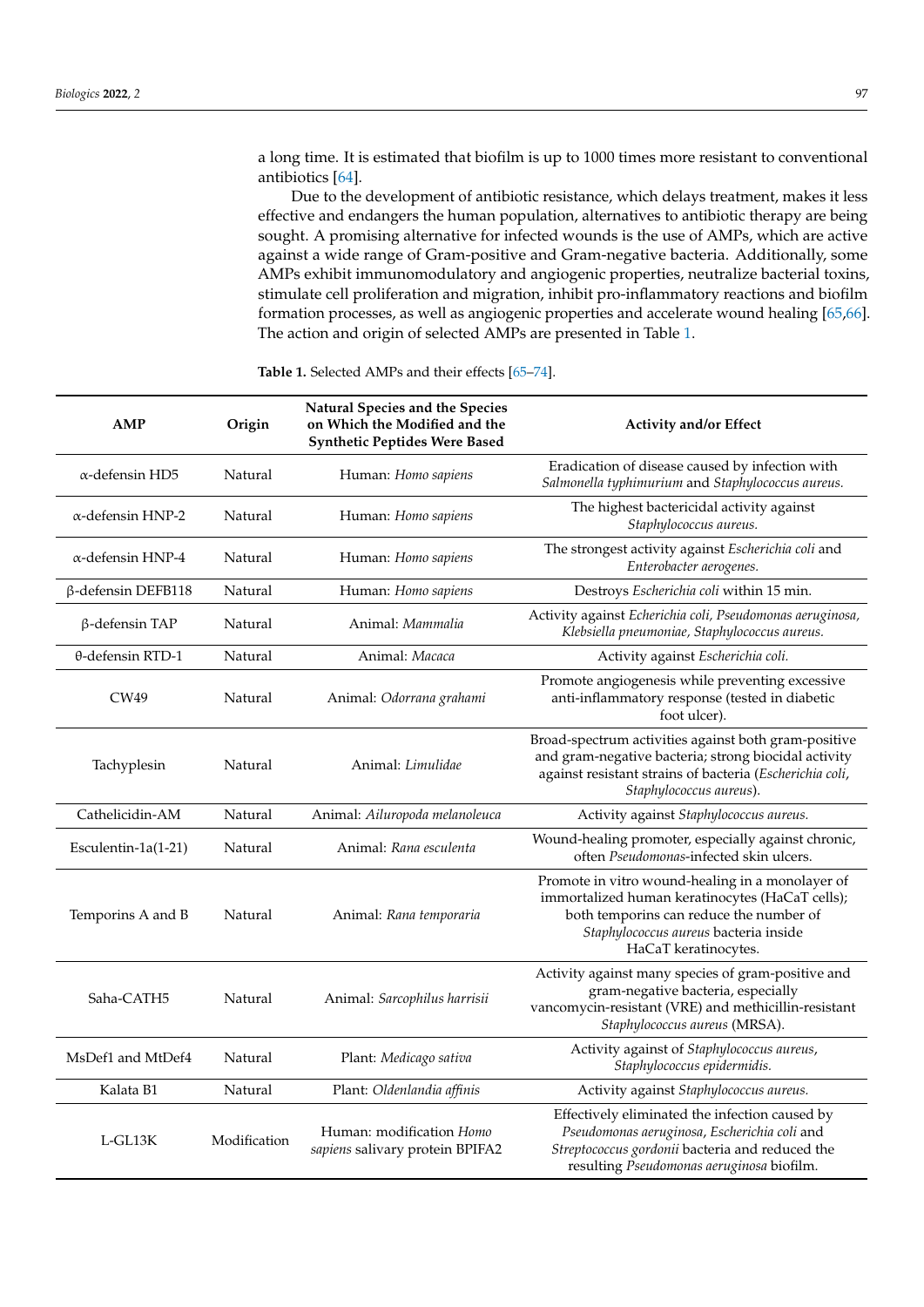a long time. It is estimated that biofilm is up to 1000 times more resistant to conventional antibiotics [64].

Due to the development of antibiotic resistance, which delays treatment, makes it less effective and endangers the human population, alternatives to antibiotic therapy are being sought. A promising alternative for infected wounds is the use of AMPs, which are active against a wide range of Gram-positive and Gram-negative bacteria. Additionally, some AMPs exhibit immunomodulatory and angiogenic properties, neutralize bacterial toxins, stimulate cell proliferation and migration, inhibit pro-inflammatory reactions and biofilm formation processes, as well as angiogenic properties and accelerate wound healing [65,66]. The action and origin of selected AMPs are presented in Table 1.

**Table 1.** Selected AMPs and their effects [65–74].

| AMP | Origin | Natural Species and the Species on Which the Modified and the Synthetic Peptides Were Based | Activity and/or Effect |
|---|---|---|---|
| α-defensin HD5 | Natural | Human: *Homo sapiens* | Eradication of disease caused by infection with *Salmonella typhimurium* and *Staphylococcus aureus.* |
| α-defensin HNP-2 | Natural | Human: *Homo sapiens* | The highest bactericidal activity against *Staphylococcus aureus.* |
| α-defensin HNP-4 | Natural | Human: *Homo sapiens* | The strongest activity against *Escherichia coli* and *Enterobacter aerogenes.* |
| β-defensin DEFB118 | Natural | Human: *Homo sapiens* | Destroys *Escherichia coli* within 15 min. |
| β-defensin TAP | Natural | Animal: *Mammalia* | Activity against *Echerichia coli, Pseudomonas aeruginosa, Klebsiella pneumoniae, Staphylococcus aureus.* |
| θ-defensin RTD-1 | Natural | Animal: *Macaca* | Activity against *Escherichia coli.* |
| CW49 | Natural | Animal: *Odorrana grahami* | Promote angiogenesis while preventing excessive anti-inflammatory response (tested in diabetic foot ulcer). |
| Tachyplesin | Natural | Animal: *Limulidae* | Broad-spectrum activities against both gram-positive and gram-negative bacteria; strong biocidal activity against resistant strains of bacteria (*Escherichia coli, Staphylococcus aureus*). |
| Cathelicidin-AM | Natural | Animal: *Ailuropoda melanoleuca* | Activity against *Staphylococcus aureus.* |
| Esculentin-1a(1-21) | Natural | Animal: *Rana esculenta* | Wound-healing promoter, especially against chronic, often *Pseudomonas*-infected skin ulcers. |
| Temporins A and B | Natural | Animal: *Rana temporaria* | Promote in vitro wound-healing in a monolayer of immortalized human keratinocytes (HaCaT cells); both temporins can reduce the number of *Staphylococcus aureus* bacteria inside HaCaT keratinocytes. |
| Saha-CATH5 | Natural | Animal: *Sarcophilus harrisii* | Activity against many species of gram-positive and gram-negative bacteria, especially vancomycin-resistant (VRE) and methicillin-resistant *Staphylococcus aureus* (MRSA). |
| MsDef1 and MtDef4 | Natural | Plant: *Medicago sativa* | Activity against of *Staphylococcus aureus*, *Staphylococcus epidermidis.* |
| Kalata B1 | Natural | Plant: *Oldenlandia affinis* | Activity against *Staphylococcus aureus.* |
| L-GL13K | Modification | Human: modification *Homo sapiens* salivary protein BPIFA2 | Effectively eliminated the infection caused by *Pseudomonas aeruginosa*, *Escherichia coli* and *Streptococcus gordonii* bacteria and reduced the resulting *Pseudomonas aeruginosa* biofilm. |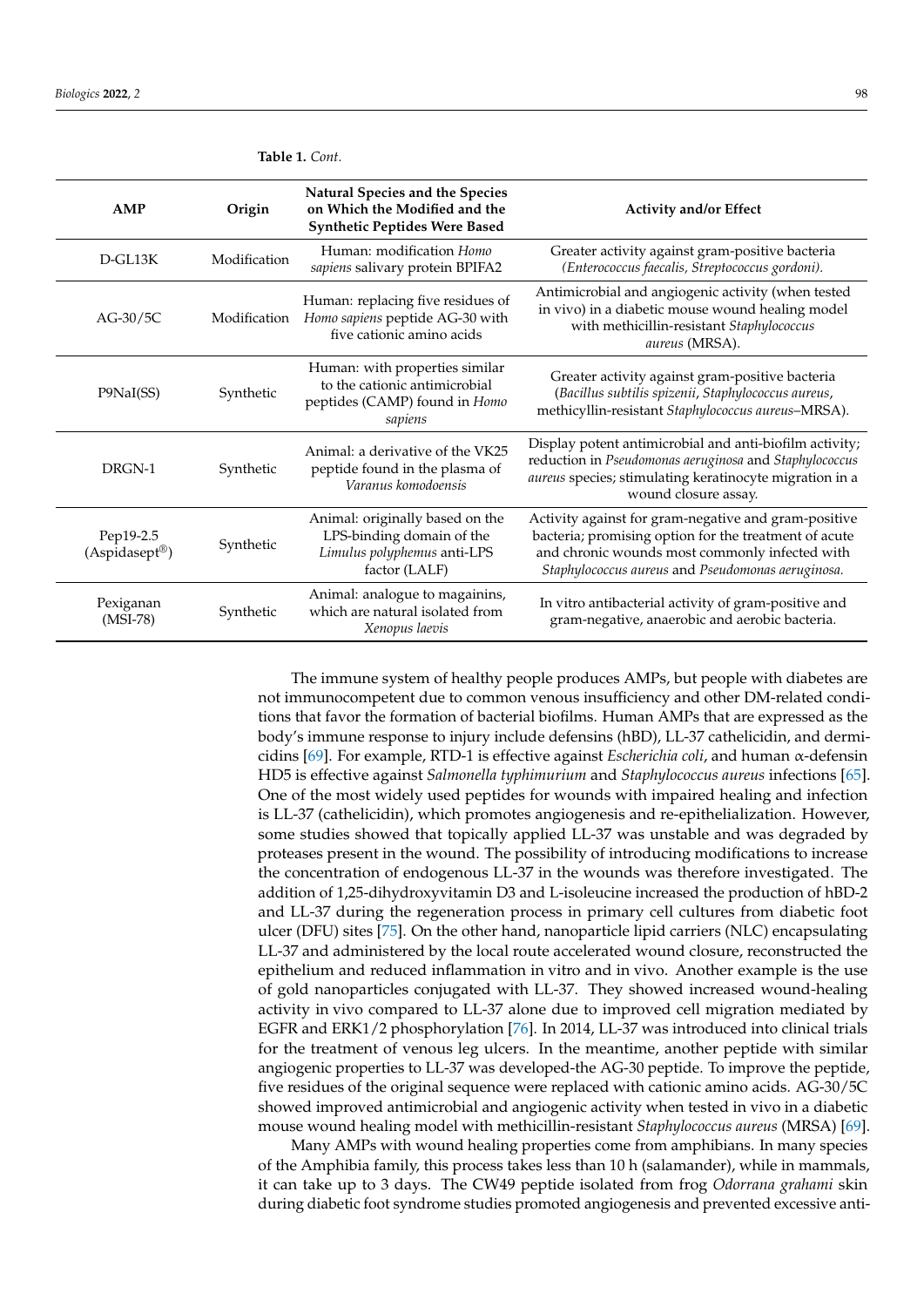**Table 1.** *Cont.*

| AMP | Origin | Natural Species and the Species on Which the Modified and the Synthetic Peptides Were Based | Activity and/or Effect |
|---|---|---|---|
| D-GL13K | Modification | Human: modification *Homo sapiens* salivary protein BPIFA2 | Greater activity against gram-positive bacteria *(Enterococcus faecalis, Streptococcus gordoni).* |
| AG-30/5C | Modification | Human: replacing five residues of *Homo sapiens* peptide AG-30 with five cationic amino acids | Antimicrobial and angiogenic activity (when tested in vivo) in a diabetic mouse wound healing model with methicillin-resistant *Staphylococcus aureus* (MRSA). |
| P9NaI(SS) | Synthetic | Human: with properties similar to the cationic antimicrobial peptides (CAMP) found in *Homo sapiens* | Greater activity against gram-positive bacteria (*Bacillus subtilis spizenii*, *Staphylococcus aureus*, methicyllin-resistant *Staphylococcus aureus*–MRSA). |
| DRGN-1 | Synthetic | Animal: a derivative of the VK25 peptide found in the plasma of *Varanus komodoensis* | Display potent antimicrobial and anti-biofilm activity; reduction in *Pseudomonas aeruginosa* and *Staphylococcus aureus* species; stimulating keratinocyte migration in a wound closure assay. |
| Pep19-2.5 (Aspidasept®) | Synthetic | Animal: originally based on the LPS-binding domain of the *Limulus polyphemus* anti-LPS factor (LALF) | Activity against for gram-negative and gram-positive bacteria; promising option for the treatment of acute and chronic wounds most commonly infected with *Staphylococcus aureus* and *Pseudomonas aeruginosa.* |
| Pexiganan (MSI-78) | Synthetic | Animal: analogue to magainins, which are natural isolated from *Xenopus laevis* | In vitro antibacterial activity of gram-positive and gram-negative, anaerobic and aerobic bacteria. |

The immune system of healthy people produces AMPs, but people with diabetes are not immunocompetent due to common venous insufficiency and other DM-related conditions that favor the formation of bacterial biofilms. Human AMPs that are expressed as the body's immune response to injury include defensins (hBD), LL-37 cathelicidin, and dermicidins [69]. For example, RTD-1 is effective against *Escherichia coli*, and human α-defensin HD5 is effective against *Salmonella typhimurium* and *Staphylococcus aureus* infections [65]. One of the most widely used peptides for wounds with impaired healing and infection is LL-37 (cathelicidin), which promotes angiogenesis and re-epithelialization. However, some studies showed that topically applied LL-37 was unstable and was degraded by proteases present in the wound. The possibility of introducing modifications to increase the concentration of endogenous LL-37 in the wounds was therefore investigated. The addition of 1,25-dihydroxyvitamin D3 and L-isoleucine increased the production of hBD-2 and LL-37 during the regeneration process in primary cell cultures from diabetic foot ulcer (DFU) sites [75]. On the other hand, nanoparticle lipid carriers (NLC) encapsulating LL-37 and administered by the local route accelerated wound closure, reconstructed the epithelium and reduced inflammation in vitro and in vivo. Another example is the use of gold nanoparticles conjugated with LL-37. They showed increased wound-healing activity in vivo compared to LL-37 alone due to improved cell migration mediated by EGFR and ERK1/2 phosphorylation [76]. In 2014, LL-37 was introduced into clinical trials for the treatment of venous leg ulcers. In the meantime, another peptide with similar angiogenic properties to LL-37 was developed-the AG-30 peptide. To improve the peptide, five residues of the original sequence were replaced with cationic amino acids. AG-30/5C showed improved antimicrobial and angiogenic activity when tested in vivo in a diabetic mouse wound healing model with methicillin-resistant *Staphylococcus aureus* (MRSA) [69].

Many AMPs with wound healing properties come from amphibians. In many species of the Amphibia family, this process takes less than 10 h (salamander), while in mammals, it can take up to 3 days. The CW49 peptide isolated from frog *Odorrana grahami* skin during diabetic foot syndrome studies promoted angiogenesis and prevented excessive anti-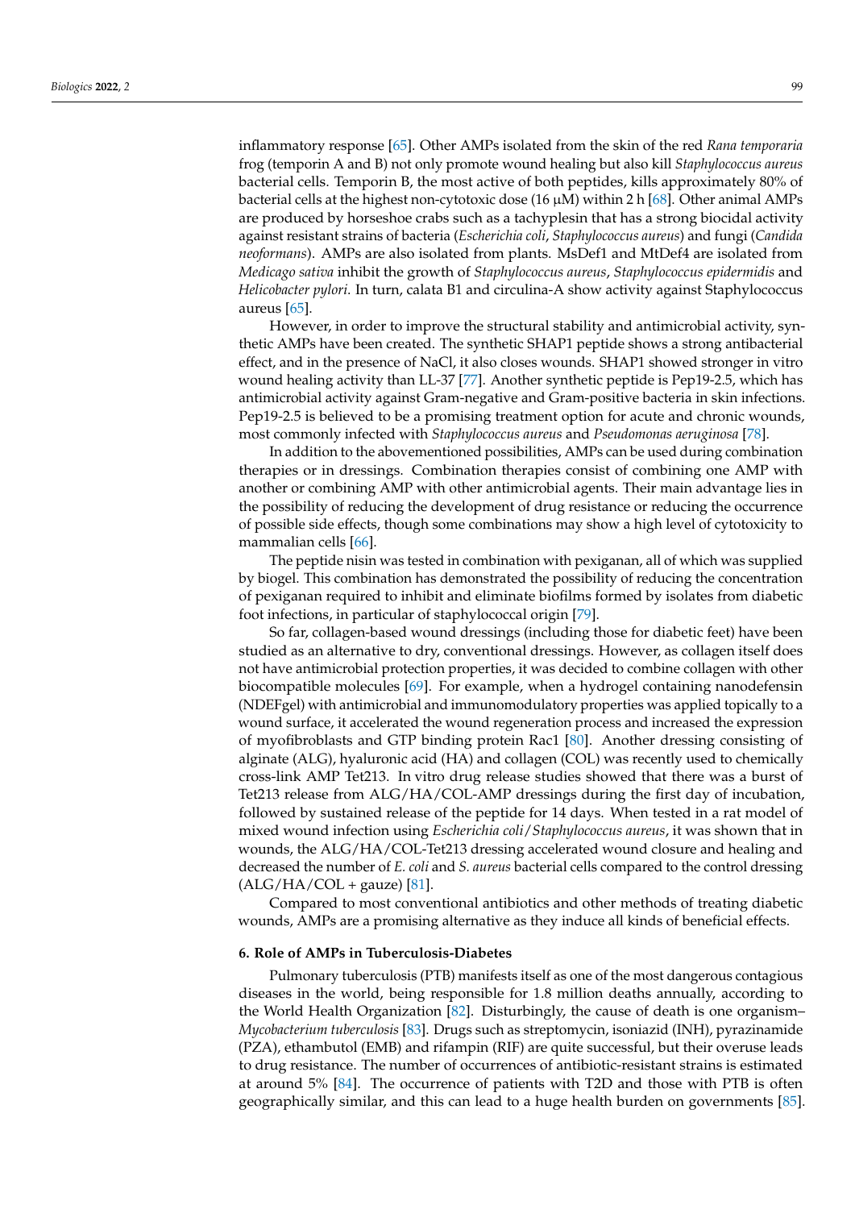inflammatory response [65]. Other AMPs isolated from the skin of the red *Rana temporaria* frog (temporin A and B) not only promote wound healing but also kill *Staphylococcus aureus* bacterial cells. Temporin B, the most active of both peptides, kills approximately 80% of bacterial cells at the highest non-cytotoxic dose (16 μM) within 2 h [68]. Other animal AMPs are produced by horseshoe crabs such as a tachyplesin that has a strong biocidal activity against resistant strains of bacteria (*Escherichia coli*, *Staphylococcus aureus*) and fungi (*Candida neoformans*). AMPs are also isolated from plants. MsDef1 and MtDef4 are isolated from *Medicago sativa* inhibit the growth of *Staphylococcus aureus*, *Staphylococcus epidermidis* and *Helicobacter pylori*. In turn, calata B1 and circulina-A show activity against Staphylococcus aureus [65].

However, in order to improve the structural stability and antimicrobial activity, synthetic AMPs have been created. The synthetic SHAP1 peptide shows a strong antibacterial effect, and in the presence of NaCl, it also closes wounds. SHAP1 showed stronger in vitro wound healing activity than LL-37 [77]. Another synthetic peptide is Pep19-2.5, which has antimicrobial activity against Gram-negative and Gram-positive bacteria in skin infections. Pep19-2.5 is believed to be a promising treatment option for acute and chronic wounds, most commonly infected with *Staphylococcus aureus* and *Pseudomonas aeruginosa* [78].

In addition to the abovementioned possibilities, AMPs can be used during combination therapies or in dressings. Combination therapies consist of combining one AMP with another or combining AMP with other antimicrobial agents. Their main advantage lies in the possibility of reducing the development of drug resistance or reducing the occurrence of possible side effects, though some combinations may show a high level of cytotoxicity to mammalian cells [66].

The peptide nisin was tested in combination with pexiganan, all of which was supplied by biogel. This combination has demonstrated the possibility of reducing the concentration of pexiganan required to inhibit and eliminate biofilms formed by isolates from diabetic foot infections, in particular of staphylococcal origin [79].

So far, collagen-based wound dressings (including those for diabetic feet) have been studied as an alternative to dry, conventional dressings. However, as collagen itself does not have antimicrobial protection properties, it was decided to combine collagen with other biocompatible molecules [69]. For example, when a hydrogel containing nanodefensin (NDEFgel) with antimicrobial and immunomodulatory properties was applied topically to a wound surface, it accelerated the wound regeneration process and increased the expression of myofibroblasts and GTP binding protein Rac1 [80]. Another dressing consisting of alginate (ALG), hyaluronic acid (HA) and collagen (COL) was recently used to chemically cross-link AMP Tet213. In vitro drug release studies showed that there was a burst of Tet213 release from ALG/HA/COL-AMP dressings during the first day of incubation, followed by sustained release of the peptide for 14 days. When tested in a rat model of mixed wound infection using *Escherichia coli*/*Staphylococcus aureus*, it was shown that in wounds, the ALG/HA/COL-Tet213 dressing accelerated wound closure and healing and decreased the number of *E. coli* and *S. aureus* bacterial cells compared to the control dressing (ALG/HA/COL + gauze) [81].

Compared to most conventional antibiotics and other methods of treating diabetic wounds, AMPs are a promising alternative as they induce all kinds of beneficial effects.

## 6. Role of AMPs in Tuberculosis-Diabetes

Pulmonary tuberculosis (PTB) manifests itself as one of the most dangerous contagious diseases in the world, being responsible for 1.8 million deaths annually, according to the World Health Organization [82]. Disturbingly, the cause of death is one organism–*Mycobacterium tuberculosis* [83]. Drugs such as streptomycin, isoniazid (INH), pyrazinamide (PZA), ethambutol (EMB) and rifampin (RIF) are quite successful, but their overuse leads to drug resistance. The number of occurrences of antibiotic-resistant strains is estimated at around 5% [84]. The occurrence of patients with T2D and those with PTB is often geographically similar, and this can lead to a huge health burden on governments [85].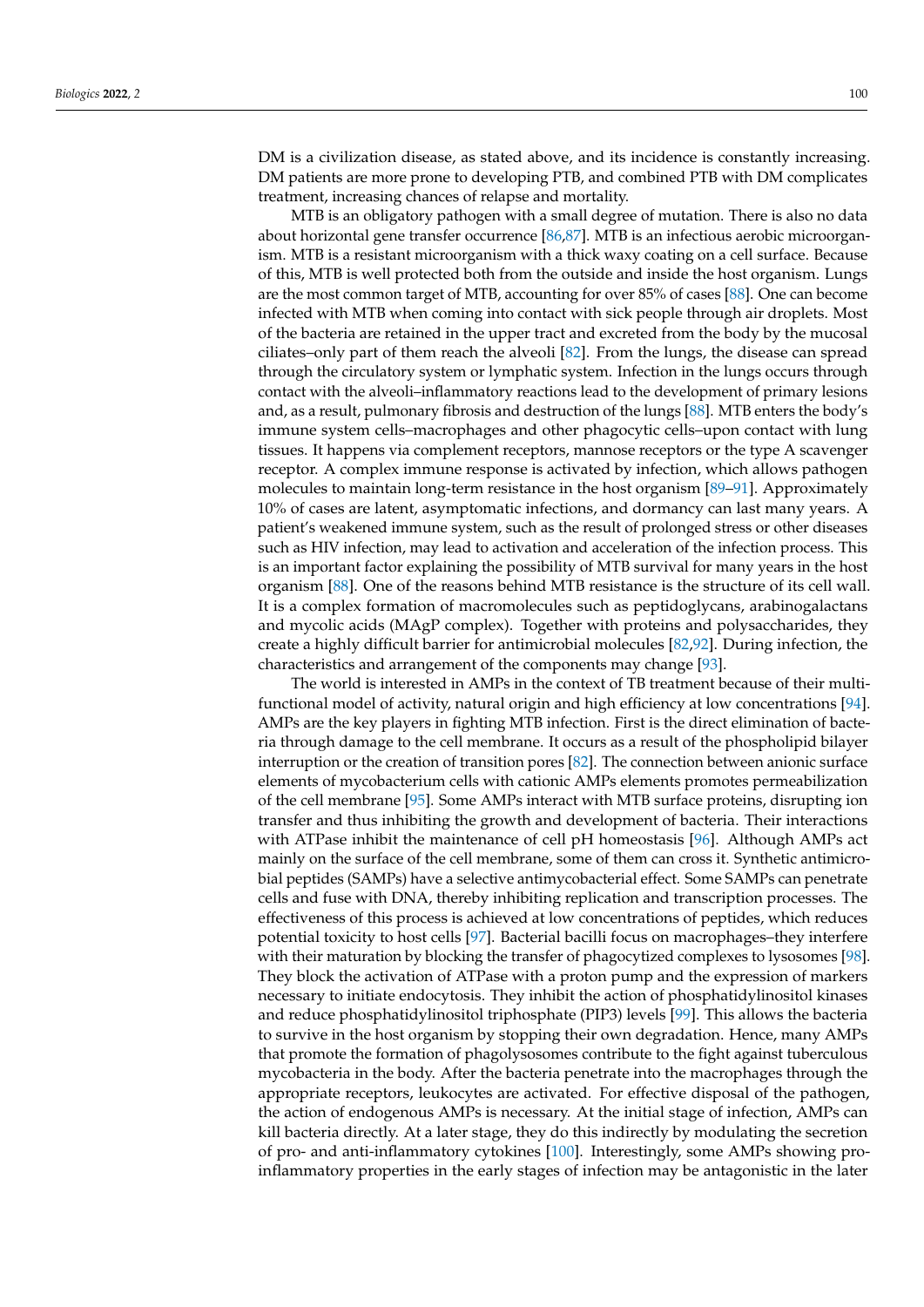DM is a civilization disease, as stated above, and its incidence is constantly increasing. DM patients are more prone to developing PTB, and combined PTB with DM complicates treatment, increasing chances of relapse and mortality.

MTB is an obligatory pathogen with a small degree of mutation. There is also no data about horizontal gene transfer occurrence [86,87]. MTB is an infectious aerobic microorganism. MTB is a resistant microorganism with a thick waxy coating on a cell surface. Because of this, MTB is well protected both from the outside and inside the host organism. Lungs are the most common target of MTB, accounting for over 85% of cases [88]. One can become infected with MTB when coming into contact with sick people through air droplets. Most of the bacteria are retained in the upper tract and excreted from the body by the mucosal ciliates–only part of them reach the alveoli [82]. From the lungs, the disease can spread through the circulatory system or lymphatic system. Infection in the lungs occurs through contact with the alveoli–inflammatory reactions lead to the development of primary lesions and, as a result, pulmonary fibrosis and destruction of the lungs [88]. MTB enters the body's immune system cells–macrophages and other phagocytic cells–upon contact with lung tissues. It happens via complement receptors, mannose receptors or the type A scavenger receptor. A complex immune response is activated by infection, which allows pathogen molecules to maintain long-term resistance in the host organism [89–91]. Approximately 10% of cases are latent, asymptomatic infections, and dormancy can last many years. A patient's weakened immune system, such as the result of prolonged stress or other diseases such as HIV infection, may lead to activation and acceleration of the infection process. This is an important factor explaining the possibility of MTB survival for many years in the host organism [88]. One of the reasons behind MTB resistance is the structure of its cell wall. It is a complex formation of macromolecules such as peptidoglycans, arabinogalactans and mycolic acids (MAgP complex). Together with proteins and polysaccharides, they create a highly difficult barrier for antimicrobial molecules [82,92]. During infection, the characteristics and arrangement of the components may change [93].

The world is interested in AMPs in the context of TB treatment because of their multi-functional model of activity, natural origin and high efficiency at low concentrations [94]. AMPs are the key players in fighting MTB infection. First is the direct elimination of bacteria through damage to the cell membrane. It occurs as a result of the phospholipid bilayer interruption or the creation of transition pores [82]. The connection between anionic surface elements of mycobacterium cells with cationic AMPs elements promotes permeabilization of the cell membrane [95]. Some AMPs interact with MTB surface proteins, disrupting ion transfer and thus inhibiting the growth and development of bacteria. Their interactions with ATPase inhibit the maintenance of cell pH homeostasis [96]. Although AMPs act mainly on the surface of the cell membrane, some of them can cross it. Synthetic antimicrobial peptides (SAMPs) have a selective antimycobacterial effect. Some SAMPs can penetrate cells and fuse with DNA, thereby inhibiting replication and transcription processes. The effectiveness of this process is achieved at low concentrations of peptides, which reduces potential toxicity to host cells [97]. Bacterial bacilli focus on macrophages–they interfere with their maturation by blocking the transfer of phagocytized complexes to lysosomes [98]. They block the activation of ATPase with a proton pump and the expression of markers necessary to initiate endocytosis. They inhibit the action of phosphatidylinositol kinases and reduce phosphatidylinositol triphosphate (PIP3) levels [99]. This allows the bacteria to survive in the host organism by stopping their own degradation. Hence, many AMPs that promote the formation of phagolysosomes contribute to the fight against tuberculous mycobacteria in the body. After the bacteria penetrate into the macrophages through the appropriate receptors, leukocytes are activated. For effective disposal of the pathogen, the action of endogenous AMPs is necessary. At the initial stage of infection, AMPs can kill bacteria directly. At a later stage, they do this indirectly by modulating the secretion of pro- and anti-inflammatory cytokines [100]. Interestingly, some AMPs showing pro-inflammatory properties in the early stages of infection may be antagonistic in the later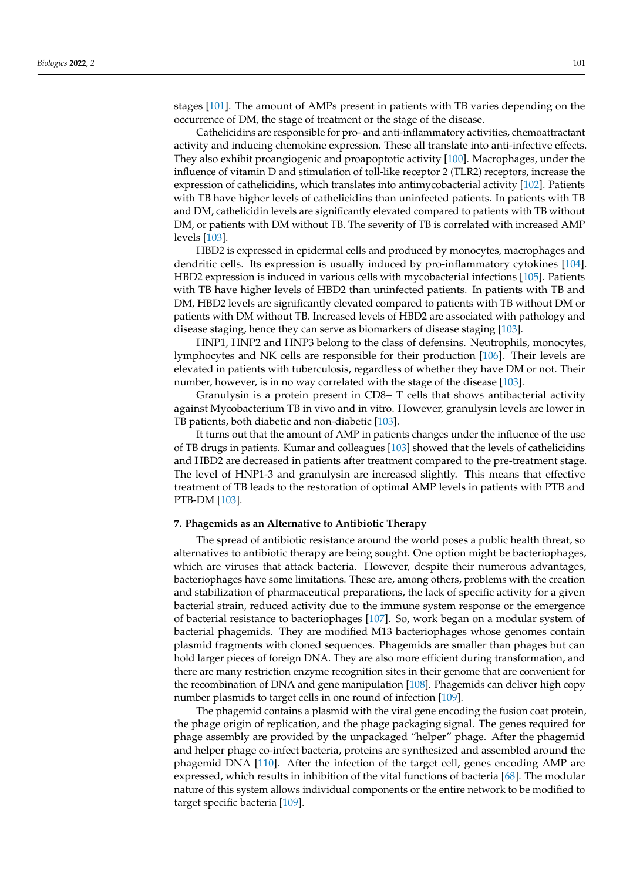stages [101]. The amount of AMPs present in patients with TB varies depending on the occurrence of DM, the stage of treatment or the stage of the disease.

Cathelicidins are responsible for pro- and anti-inflammatory activities, chemoattractant activity and inducing chemokine expression. These all translate into anti-infective effects. They also exhibit proangiogenic and proapoptotic activity [100]. Macrophages, under the influence of vitamin D and stimulation of toll-like receptor 2 (TLR2) receptors, increase the expression of cathelicidins, which translates into antimycobacterial activity [102]. Patients with TB have higher levels of cathelicidins than uninfected patients. In patients with TB and DM, cathelicidin levels are significantly elevated compared to patients with TB without DM, or patients with DM without TB. The severity of TB is correlated with increased AMP levels [103].

HBD2 is expressed in epidermal cells and produced by monocytes, macrophages and dendritic cells. Its expression is usually induced by pro-inflammatory cytokines [104]. HBD2 expression is induced in various cells with mycobacterial infections [105]. Patients with TB have higher levels of HBD2 than uninfected patients. In patients with TB and DM, HBD2 levels are significantly elevated compared to patients with TB without DM or patients with DM without TB. Increased levels of HBD2 are associated with pathology and disease staging, hence they can serve as biomarkers of disease staging [103].

HNP1, HNP2 and HNP3 belong to the class of defensins. Neutrophils, monocytes, lymphocytes and NK cells are responsible for their production [106]. Their levels are elevated in patients with tuberculosis, regardless of whether they have DM or not. Their number, however, is in no way correlated with the stage of the disease [103].

Granulysin is a protein present in CD8+ T cells that shows antibacterial activity against Mycobacterium TB in vivo and in vitro. However, granulysin levels are lower in TB patients, both diabetic and non-diabetic [103].

It turns out that the amount of AMP in patients changes under the influence of the use of TB drugs in patients. Kumar and colleagues [103] showed that the levels of cathelicidins and HBD2 are decreased in patients after treatment compared to the pre-treatment stage. The level of HNP1-3 and granulysin are increased slightly. This means that effective treatment of TB leads to the restoration of optimal AMP levels in patients with PTB and PTB-DM [103].

## 7. Phagemids as an Alternative to Antibiotic Therapy

The spread of antibiotic resistance around the world poses a public health threat, so alternatives to antibiotic therapy are being sought. One option might be bacteriophages, which are viruses that attack bacteria. However, despite their numerous advantages, bacteriophages have some limitations. These are, among others, problems with the creation and stabilization of pharmaceutical preparations, the lack of specific activity for a given bacterial strain, reduced activity due to the immune system response or the emergence of bacterial resistance to bacteriophages [107]. So, work began on a modular system of bacterial phagemids. They are modified M13 bacteriophages whose genomes contain plasmid fragments with cloned sequences. Phagemids are smaller than phages but can hold larger pieces of foreign DNA. They are also more efficient during transformation, and there are many restriction enzyme recognition sites in their genome that are convenient for the recombination of DNA and gene manipulation [108]. Phagemids can deliver high copy number plasmids to target cells in one round of infection [109].

The phagemid contains a plasmid with the viral gene encoding the fusion coat protein, the phage origin of replication, and the phage packaging signal. The genes required for phage assembly are provided by the unpackaged "helper" phage. After the phagemid and helper phage co-infect bacteria, proteins are synthesized and assembled around the phagemid DNA [110]. After the infection of the target cell, genes encoding AMP are expressed, which results in inhibition of the vital functions of bacteria [68]. The modular nature of this system allows individual components or the entire network to be modified to target specific bacteria [109].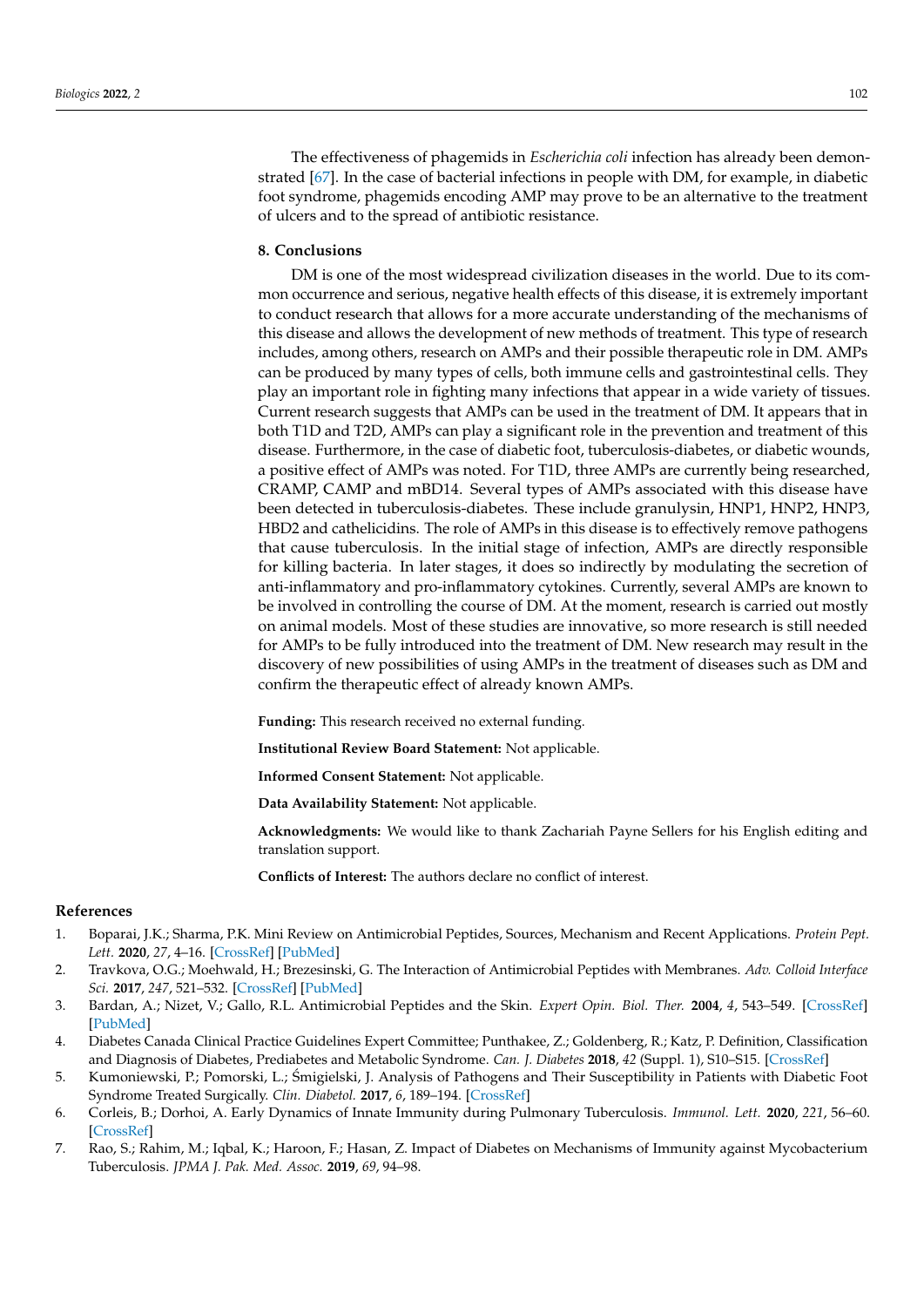The effectiveness of phagemids in *Escherichia coli* infection has already been demonstrated [67]. In the case of bacterial infections in people with DM, for example, in diabetic foot syndrome, phagemids encoding AMP may prove to be an alternative to the treatment of ulcers and to the spread of antibiotic resistance.

## 8. Conclusions

DM is one of the most widespread civilization diseases in the world. Due to its common occurrence and serious, negative health effects of this disease, it is extremely important to conduct research that allows for a more accurate understanding of the mechanisms of this disease and allows the development of new methods of treatment. This type of research includes, among others, research on AMPs and their possible therapeutic role in DM. AMPs can be produced by many types of cells, both immune cells and gastrointestinal cells. They play an important role in fighting many infections that appear in a wide variety of tissues. Current research suggests that AMPs can be used in the treatment of DM. It appears that in both T1D and T2D, AMPs can play a significant role in the prevention and treatment of this disease. Furthermore, in the case of diabetic foot, tuberculosis-diabetes, or diabetic wounds, a positive effect of AMPs was noted. For T1D, three AMPs are currently being researched, CRAMP, CAMP and mBD14. Several types of AMPs associated with this disease have been detected in tuberculosis-diabetes. These include granulysin, HNP1, HNP2, HNP3, HBD2 and cathelicidins. The role of AMPs in this disease is to effectively remove pathogens that cause tuberculosis. In the initial stage of infection, AMPs are directly responsible for killing bacteria. In later stages, it does so indirectly by modulating the secretion of anti-inflammatory and pro-inflammatory cytokines. Currently, several AMPs are known to be involved in controlling the course of DM. At the moment, research is carried out mostly on animal models. Most of these studies are innovative, so more research is still needed for AMPs to be fully introduced into the treatment of DM. New research may result in the discovery of new possibilities of using AMPs in the treatment of diseases such as DM and confirm the therapeutic effect of already known AMPs.

**Funding:** This research received no external funding.

**Institutional Review Board Statement:** Not applicable.

**Informed Consent Statement:** Not applicable.

**Data Availability Statement:** Not applicable.

**Acknowledgments:** We would like to thank Zachariah Payne Sellers for his English editing and translation support.

**Conflicts of Interest:** The authors declare no conflict of interest.

## References

1. Boparai, J.K.; Sharma, P.K. Mini Review on Antimicrobial Peptides, Sources, Mechanism and Recent Applications. *Protein Pept. Lett.* **2020**, *27*, 4–16. [CrossRef] [PubMed]
2. Travkova, O.G.; Moehwald, H.; Brezesinski, G. The Interaction of Antimicrobial Peptides with Membranes. *Adv. Colloid Interface Sci.* **2017**, *247*, 521–532. [CrossRef] [PubMed]
3. Bardan, A.; Nizet, V.; Gallo, R.L. Antimicrobial Peptides and the Skin. *Expert Opin. Biol. Ther.* **2004**, *4*, 543–549. [CrossRef] [PubMed]
4. Diabetes Canada Clinical Practice Guidelines Expert Committee; Punthakee, Z.; Goldenberg, R.; Katz, P. Definition, Classification and Diagnosis of Diabetes, Prediabetes and Metabolic Syndrome. *Can. J. Diabetes* **2018**, *42* (Suppl. 1), S10–S15. [CrossRef]
5. Kumoniewski, P.; Pomorski, L.; Śmigielski, J. Analysis of Pathogens and Their Susceptibility in Patients with Diabetic Foot Syndrome Treated Surgically. *Clin. Diabetol.* **2017**, *6*, 189–194. [CrossRef]
6. Corleis, B.; Dorhoi, A. Early Dynamics of Innate Immunity during Pulmonary Tuberculosis. *Immunol. Lett.* **2020**, *221*, 56–60. [CrossRef]
7. Rao, S.; Rahim, M.; Iqbal, K.; Haroon, F.; Hasan, Z. Impact of Diabetes on Mechanisms of Immunity against Mycobacterium Tuberculosis. *JPMA J. Pak. Med. Assoc.* **2019**, *69*, 94–98.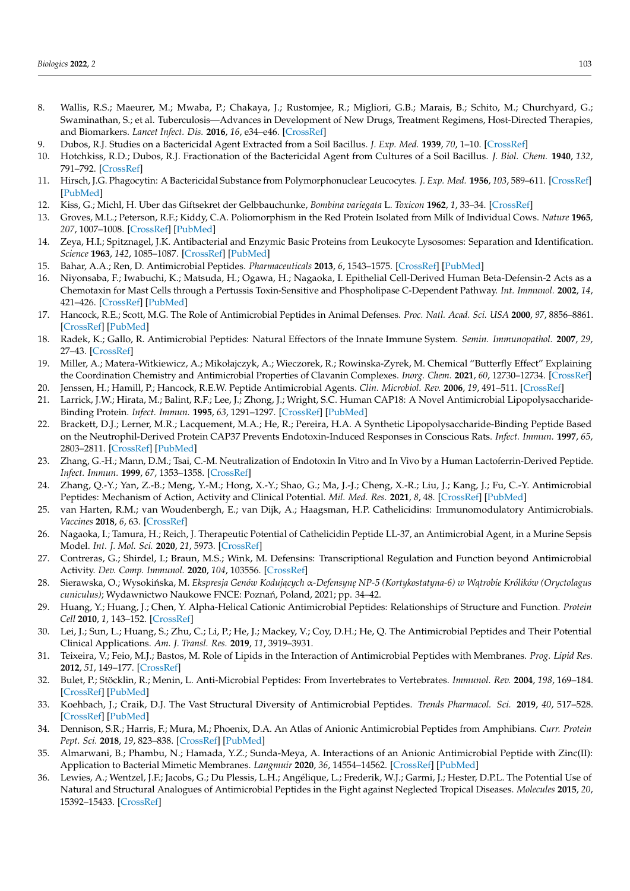8. Wallis, R.S.; Maeurer, M.; Mwaba, P.; Chakaya, J.; Rustomjee, R.; Migliori, G.B.; Marais, B.; Schito, M.; Churchyard, G.; Swaminathan, S.; et al. Tuberculosis—Advances in Development of New Drugs, Treatment Regimens, Host-Directed Therapies, and Biomarkers. *Lancet Infect. Dis.* **2016**, *16*, e34–e46. [CrossRef]
9. Dubos, R.J. Studies on a Bactericidal Agent Extracted from a Soil Bacillus. *J. Exp. Med.* **1939**, *70*, 1–10. [CrossRef]
10. Hotchkiss, R.D.; Dubos, R.J. Fractionation of the Bactericidal Agent from Cultures of a Soil Bacillus. *J. Biol. Chem.* **1940**, *132*, 791–792. [CrossRef]
11. Hirsch, J.G. Phagocytin: A Bactericidal Substance from Polymorphonuclear Leucocytes. *J. Exp. Med.* **1956**, *103*, 589–611. [CrossRef] [PubMed]
12. Kiss, G.; Michl, H. Uber das Giftsekret der Gelbbauchunke, *Bombina variegata* L. *Toxicon* **1962**, *1*, 33–34. [CrossRef]
13. Groves, M.L.; Peterson, R.F.; Kiddy, C.A. Poliomorphism in the Red Protein Isolated from Milk of Individual Cows. *Nature* **1965**, *207*, 1007–1008. [CrossRef] [PubMed]
14. Zeya, H.I.; Spitznagel, J.K. Antibacterial and Enzymic Basic Proteins from Leukocyte Lysosomes: Separation and Identification. *Science* **1963**, *142*, 1085–1087. [CrossRef] [PubMed]
15. Bahar, A.A.; Ren, D. Antimicrobial Peptides. *Pharmaceuticals* **2013**, *6*, 1543–1575. [CrossRef] [PubMed]
16. Niyonsaba, F.; Iwabuchi, K.; Matsuda, H.; Ogawa, H.; Nagaoka, I. Epithelial Cell-Derived Human Beta-Defensin-2 Acts as a Chemotaxin for Mast Cells through a Pertussis Toxin-Sensitive and Phospholipase C-Dependent Pathway. *Int. Immunol.* **2002**, *14*, 421–426. [CrossRef] [PubMed]
17. Hancock, R.E.; Scott, M.G. The Role of Antimicrobial Peptides in Animal Defenses. *Proc. Natl. Acad. Sci. USA* **2000**, *97*, 8856–8861. [CrossRef] [PubMed]
18. Radek, K.; Gallo, R. Antimicrobial Peptides: Natural Effectors of the Innate Immune System. *Semin. Immunopathol.* **2007**, *29*, 27–43. [CrossRef]
19. Miller, A.; Matera-Witkiewicz, A.; Mikołajczyk, A.; Wieczorek, R.; Rowinska-Zyrek, M. Chemical "Butterfly Effect" Explaining the Coordination Chemistry and Antimicrobial Properties of Clavanin Complexes. *Inorg. Chem.* **2021**, *60*, 12730–12734. [CrossRef]
20. Jenssen, H.; Hamill, P.; Hancock, R.E.W. Peptide Antimicrobial Agents. *Clin. Microbiol. Rev.* **2006**, *19*, 491–511. [CrossRef]
21. Larrick, J.W.; Hirata, M.; Balint, R.F.; Lee, J.; Zhong, J.; Wright, S.C. Human CAP18: A Novel Antimicrobial Lipopolysaccharide-Binding Protein. *Infect. Immun.* **1995**, *63*, 1291–1297. [CrossRef] [PubMed]
22. Brackett, D.J.; Lerner, M.R.; Lacquement, M.A.; He, R.; Pereira, H.A. A Synthetic Lipopolysaccharide-Binding Peptide Based on the Neutrophil-Derived Protein CAP37 Prevents Endotoxin-Induced Responses in Conscious Rats. *Infect. Immun.* **1997**, *65*, 2803–2811. [CrossRef] [PubMed]
23. Zhang, G.-H.; Mann, D.M.; Tsai, C.-M. Neutralization of Endotoxin In Vitro and In Vivo by a Human Lactoferrin-Derived Peptide. *Infect. Immun.* **1999**, *67*, 1353–1358. [CrossRef]
24. Zhang, Q.-Y.; Yan, Z.-B.; Meng, Y.-M.; Hong, X.-Y.; Shao, G.; Ma, J.-J.; Cheng, X.-R.; Liu, J.; Kang, J.; Fu, C.-Y. Antimicrobial Peptides: Mechanism of Action, Activity and Clinical Potential. *Mil. Med. Res.* **2021**, *8*, 48. [CrossRef] [PubMed]
25. van Harten, R.M.; van Woudenbergh, E.; van Dijk, A.; Haagsman, H.P. Cathelicidins: Immunomodulatory Antimicrobials. *Vaccines* **2018**, *6*, 63. [CrossRef]
26. Nagaoka, I.; Tamura, H.; Reich, J. Therapeutic Potential of Cathelicidin Peptide LL-37, an Antimicrobial Agent, in a Murine Sepsis Model. *Int. J. Mol. Sci.* **2020**, *21*, 5973. [CrossRef]
27. Contreras, G.; Shirdel, I.; Braun, M.S.; Wink, M. Defensins: Transcriptional Regulation and Function beyond Antimicrobial Activity. *Dev. Comp. Immunol.* **2020**, *104*, 103556. [CrossRef]
28. Sierawska, O.; Wysokińska, M. *Ekspresja Genów Kodujących α-Defensynę NP-5 (Kortykostatyna-6) w Wątrobie Królików (Oryctolagus cuniculus)*; Wydawnictwo Naukowe FNCE: Poznań, Poland, 2021; pp. 34–42.
29. Huang, Y.; Huang, J.; Chen, Y. Alpha-Helical Cationic Antimicrobial Peptides: Relationships of Structure and Function. *Protein Cell* **2010**, *1*, 143–152. [CrossRef]
30. Lei, J.; Sun, L.; Huang, S.; Zhu, C.; Li, P.; He, J.; Mackey, V.; Coy, D.H.; He, Q. The Antimicrobial Peptides and Their Potential Clinical Applications. *Am. J. Transl. Res.* **2019**, *11*, 3919–3931.
31. Teixeira, V.; Feio, M.J.; Bastos, M. Role of Lipids in the Interaction of Antimicrobial Peptides with Membranes. *Prog. Lipid Res.* **2012**, *51*, 149–177. [CrossRef]
32. Bulet, P.; Stöcklin, R.; Menin, L. Anti-Microbial Peptides: From Invertebrates to Vertebrates. *Immunol. Rev.* **2004**, *198*, 169–184. [CrossRef] [PubMed]
33. Koehbach, J.; Craik, D.J. The Vast Structural Diversity of Antimicrobial Peptides. *Trends Pharmacol. Sci.* **2019**, *40*, 517–528. [CrossRef] [PubMed]
34. Dennison, S.R.; Harris, F.; Mura, M.; Phoenix, D.A. An Atlas of Anionic Antimicrobial Peptides from Amphibians. *Curr. Protein Pept. Sci.* **2018**, *19*, 823–838. [CrossRef] [PubMed]
35. Almarwani, B.; Phambu, N.; Hamada, Y.Z.; Sunda-Meya, A. Interactions of an Anionic Antimicrobial Peptide with Zinc(II): Application to Bacterial Mimetic Membranes. *Langmuir* **2020**, *36*, 14554–14562. [CrossRef] [PubMed]
36. Lewies, A.; Wentzel, J.F.; Jacobs, G.; Du Plessis, L.H.; Angélique, L.; Frederik, W.J.; Garmi, J.; Hester, D.P.L. The Potential Use of Natural and Structural Analogues of Antimicrobial Peptides in the Fight against Neglected Tropical Diseases. *Molecules* **2015**, *20*, 15392–15433. [CrossRef]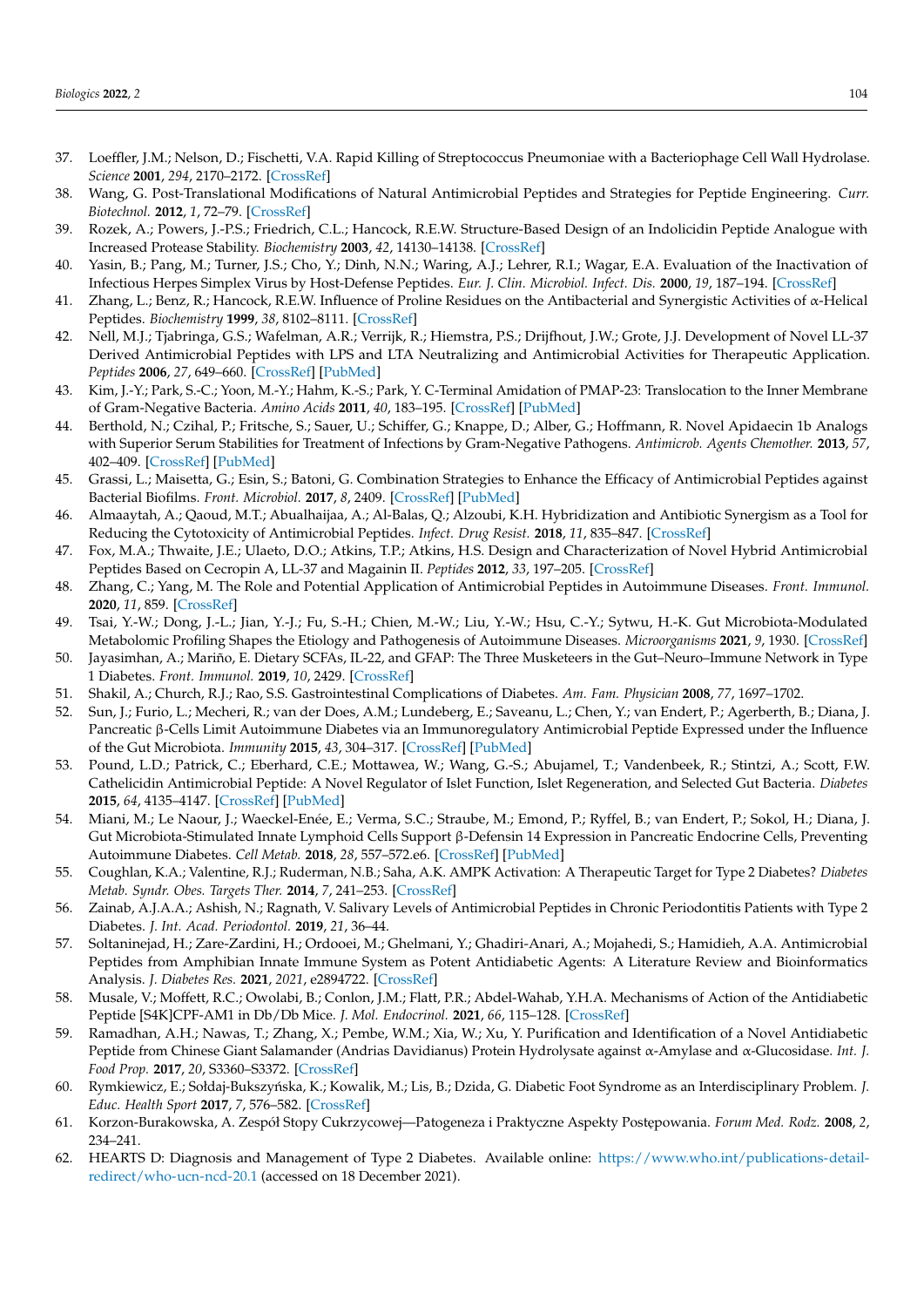37. Loeffler, J.M.; Nelson, D.; Fischetti, V.A. Rapid Killing of Streptococcus Pneumoniae with a Bacteriophage Cell Wall Hydrolase. *Science* **2001**, *294*, 2170–2172. [CrossRef]
38. Wang, G. Post-Translational Modifications of Natural Antimicrobial Peptides and Strategies for Peptide Engineering. *Curr. Biotechnol.* **2012**, *1*, 72–79. [CrossRef]
39. Rozek, A.; Powers, J.-P.S.; Friedrich, C.L.; Hancock, R.E.W. Structure-Based Design of an Indolicidin Peptide Analogue with Increased Protease Stability. *Biochemistry* **2003**, *42*, 14130–14138. [CrossRef]
40. Yasin, B.; Pang, M.; Turner, J.S.; Cho, Y.; Dinh, N.N.; Waring, A.J.; Lehrer, R.I.; Wagar, E.A. Evaluation of the Inactivation of Infectious Herpes Simplex Virus by Host-Defense Peptides. *Eur. J. Clin. Microbiol. Infect. Dis.* **2000**, *19*, 187–194. [CrossRef]
41. Zhang, L.; Benz, R.; Hancock, R.E.W. Influence of Proline Residues on the Antibacterial and Synergistic Activities of α-Helical Peptides. *Biochemistry* **1999**, *38*, 8102–8111. [CrossRef]
42. Nell, M.J.; Tjabringa, G.S.; Wafelman, A.R.; Verrijk, R.; Hiemstra, P.S.; Drijfhout, J.W.; Grote, J.J. Development of Novel LL-37 Derived Antimicrobial Peptides with LPS and LTA Neutralizing and Antimicrobial Activities for Therapeutic Application. *Peptides* **2006**, *27*, 649–660. [CrossRef] [PubMed]
43. Kim, J.-Y.; Park, S.-C.; Yoon, M.-Y.; Hahm, K.-S.; Park, Y. C-Terminal Amidation of PMAP-23: Translocation to the Inner Membrane of Gram-Negative Bacteria. *Amino Acids* **2011**, *40*, 183–195. [CrossRef] [PubMed]
44. Berthold, N.; Czihal, P.; Fritsche, S.; Sauer, U.; Schiffer, G.; Knappe, D.; Alber, G.; Hoffmann, R. Novel Apidaecin 1b Analogs with Superior Serum Stabilities for Treatment of Infections by Gram-Negative Pathogens. *Antimicrob. Agents Chemother.* **2013**, *57*, 402–409. [CrossRef] [PubMed]
45. Grassi, L.; Maisetta, G.; Esin, S.; Batoni, G. Combination Strategies to Enhance the Efficacy of Antimicrobial Peptides against Bacterial Biofilms. *Front. Microbiol.* **2017**, *8*, 2409. [CrossRef] [PubMed]
46. Almaaytah, A.; Qaoud, M.T.; Abualhaijaa, A.; Al-Balas, Q.; Alzoubi, K.H. Hybridization and Antibiotic Synergism as a Tool for Reducing the Cytotoxicity of Antimicrobial Peptides. *Infect. Drug Resist.* **2018**, *11*, 835–847. [CrossRef]
47. Fox, M.A.; Thwaite, J.E.; Ulaeto, D.O.; Atkins, T.P.; Atkins, H.S. Design and Characterization of Novel Hybrid Antimicrobial Peptides Based on Cecropin A, LL-37 and Magainin II. *Peptides* **2012**, *33*, 197–205. [CrossRef]
48. Zhang, C.; Yang, M. The Role and Potential Application of Antimicrobial Peptides in Autoimmune Diseases. *Front. Immunol.* **2020**, *11*, 859. [CrossRef]
49. Tsai, Y.-W.; Dong, J.-L.; Jian, Y.-J.; Fu, S.-H.; Chien, M.-W.; Liu, Y.-W.; Hsu, C.-Y.; Sytwu, H.-K. Gut Microbiota-Modulated Metabolomic Profiling Shapes the Etiology and Pathogenesis of Autoimmune Diseases. *Microorganisms* **2021**, *9*, 1930. [CrossRef]
50. Jayasimhan, A.; Mariño, E. Dietary SCFAs, IL-22, and GFAP: The Three Musketeers in the Gut–Neuro–Immune Network in Type 1 Diabetes. *Front. Immunol.* **2019**, *10*, 2429. [CrossRef]
51. Shakil, A.; Church, R.J.; Rao, S.S. Gastrointestinal Complications of Diabetes. *Am. Fam. Physician* **2008**, *77*, 1697–1702.
52. Sun, J.; Furio, L.; Mecheri, R.; van der Does, A.M.; Lundeberg, E.; Saveanu, L.; Chen, Y.; van Endert, P.; Agerberth, B.; Diana, J. Pancreatic β-Cells Limit Autoimmune Diabetes via an Immunoregulatory Antimicrobial Peptide Expressed under the Influence of the Gut Microbiota. *Immunity* **2015**, *43*, 304–317. [CrossRef] [PubMed]
53. Pound, L.D.; Patrick, C.; Eberhard, C.E.; Mottawea, W.; Wang, G.-S.; Abujamel, T.; Vandenbeek, R.; Stintzi, A.; Scott, F.W. Cathelicidin Antimicrobial Peptide: A Novel Regulator of Islet Function, Islet Regeneration, and Selected Gut Bacteria. *Diabetes* **2015**, *64*, 4135–4147. [CrossRef] [PubMed]
54. Miani, M.; Le Naour, J.; Waeckel-Enée, E.; Verma, S.C.; Straube, M.; Emond, P.; Ryffel, B.; van Endert, P.; Sokol, H.; Diana, J. Gut Microbiota-Stimulated Innate Lymphoid Cells Support β-Defensin 14 Expression in Pancreatic Endocrine Cells, Preventing Autoimmune Diabetes. *Cell Metab.* **2018**, *28*, 557–572.e6. [CrossRef] [PubMed]
55. Coughlan, K.A.; Valentine, R.J.; Ruderman, N.B.; Saha, A.K. AMPK Activation: A Therapeutic Target for Type 2 Diabetes? *Diabetes Metab. Syndr. Obes. Targets Ther.* **2014**, *7*, 241–253. [CrossRef]
56. Zainab, A.J.A.A.; Ashish, N.; Ragnath, V. Salivary Levels of Antimicrobial Peptides in Chronic Periodontitis Patients with Type 2 Diabetes. *J. Int. Acad. Periodontol.* **2019**, *21*, 36–44.
57. Soltaninejad, H.; Zare-Zardini, H.; Ordooei, M.; Ghelmani, Y.; Ghadiri-Anari, A.; Mojahedi, S.; Hamidieh, A.A. Antimicrobial Peptides from Amphibian Innate Immune System as Potent Antidiabetic Agents: A Literature Review and Bioinformatics Analysis. *J. Diabetes Res.* **2021**, *2021*, e2894722. [CrossRef]
58. Musale, V.; Moffett, R.C.; Owolabi, B.; Conlon, J.M.; Flatt, P.R.; Abdel-Wahab, Y.H.A. Mechanisms of Action of the Antidiabetic Peptide [S4K]CPF-AM1 in Db/Db Mice. *J. Mol. Endocrinol.* **2021**, *66*, 115–128. [CrossRef]
59. Ramadhan, A.H.; Nawas, T.; Zhang, X.; Pembe, W.M.; Xia, W.; Xu, Y. Purification and Identification of a Novel Antidiabetic Peptide from Chinese Giant Salamander (Andrias Davidianus) Protein Hydrolysate against α-Amylase and α-Glucosidase. *Int. J. Food Prop.* **2017**, *20*, S3360–S3372. [CrossRef]
60. Rymkiewicz, E.; Sołdaj-Bukszyńska, K.; Kowalik, M.; Lis, B.; Dzida, G. Diabetic Foot Syndrome as an Interdisciplinary Problem. *J. Educ. Health Sport* **2017**, *7*, 576–582. [CrossRef]
61. Korzon-Burakowska, A. Zespół Stopy Cukrzycowej—Patogeneza i Praktyczne Aspekty Postępowania. *Forum Med. Rodz.* **2008**, *2*, 234–241.
62. HEARTS D: Diagnosis and Management of Type 2 Diabetes. Available online: https://www.who.int/publications-detail-redirect/who-ucn-ncd-20.1 (accessed on 18 December 2021).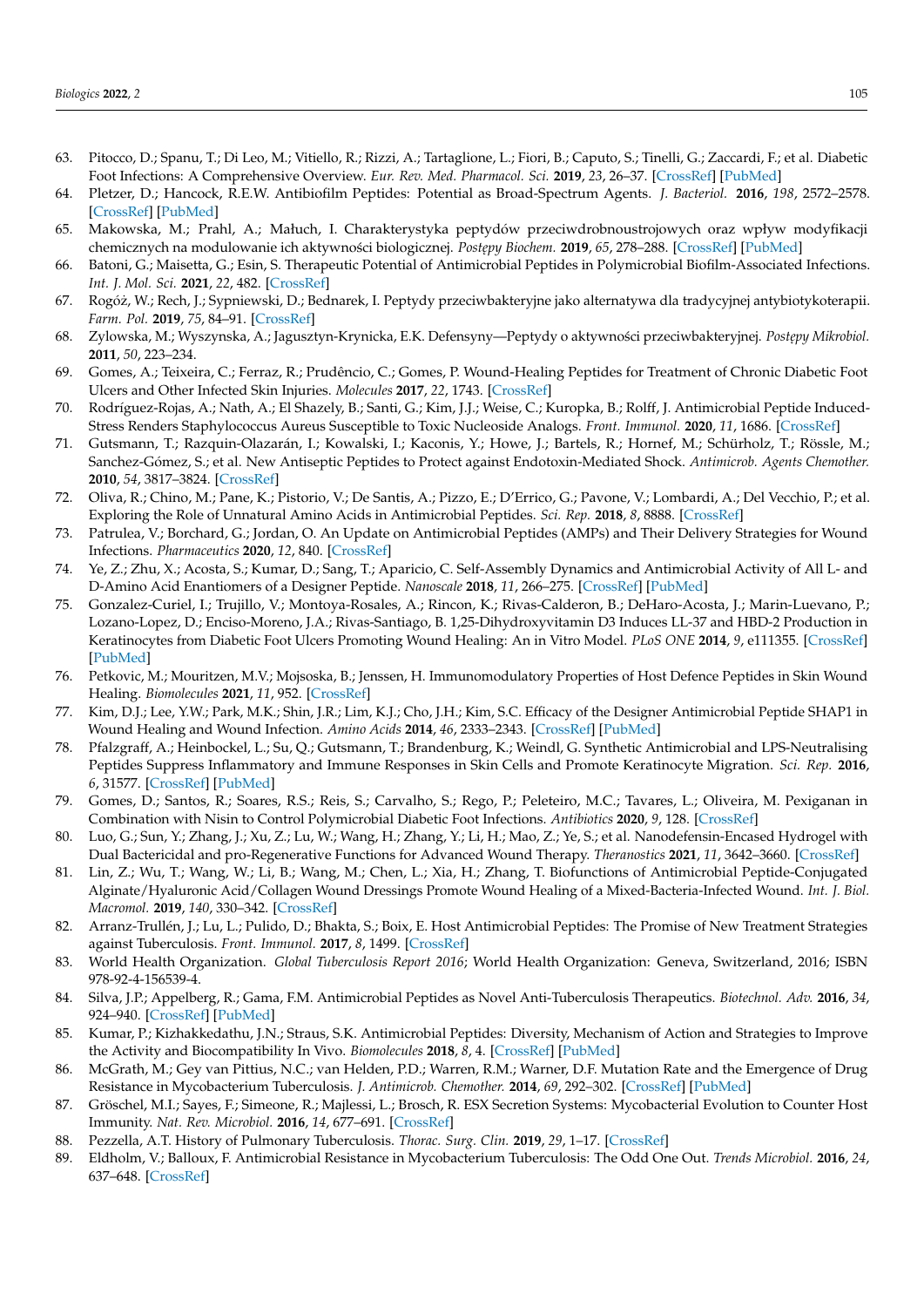63. Pitocco, D.; Spanu, T.; Di Leo, M.; Vitiello, R.; Rizzi, A.; Tartaglione, L.; Fiori, B.; Caputo, S.; Tinelli, G.; Zaccardi, F.; et al. Diabetic Foot Infections: A Comprehensive Overview. *Eur. Rev. Med. Pharmacol. Sci.* **2019**, *23*, 26–37. [CrossRef] [PubMed]
64. Pletzer, D.; Hancock, R.E.W. Antibiofilm Peptides: Potential as Broad-Spectrum Agents. *J. Bacteriol.* **2016**, *198*, 2572–2578. [CrossRef] [PubMed]
65. Makowska, M.; Prahl, A.; Małuch, I. Charakterystyka peptydów przeciwdrobnoustrojowych oraz wpływ modyfikacji chemicznych na modulowanie ich aktywności biologicznej. *Postępy Biochem.* **2019**, *65*, 278–288. [CrossRef] [PubMed]
66. Batoni, G.; Maisetta, G.; Esin, S. Therapeutic Potential of Antimicrobial Peptides in Polymicrobial Biofilm-Associated Infections. *Int. J. Mol. Sci.* **2021**, *22*, 482. [CrossRef]
67. Rogóż, W.; Rech, J.; Sypniewski, D.; Bednarek, I. Peptydy przeciwbakteryjne jako alternatywa dla tradycyjnej antybiotykoterapii. *Farm. Pol.* **2019**, *75*, 84–91. [CrossRef]
68. Zylowska, M.; Wyszynska, A.; Jagusztyn-Krynicka, E.K. Defensyny—Peptydy o aktywności przeciwbakteryjnej. *Postępy Mikrobiol.* **2011**, *50*, 223–234.
69. Gomes, A.; Teixeira, C.; Ferraz, R.; Prudêncio, C.; Gomes, P. Wound-Healing Peptides for Treatment of Chronic Diabetic Foot Ulcers and Other Infected Skin Injuries. *Molecules* **2017**, *22*, 1743. [CrossRef]
70. Rodríguez-Rojas, A.; Nath, A.; El Shazely, B.; Santi, G.; Kim, J.J.; Weise, C.; Kuropka, B.; Rolff, J. Antimicrobial Peptide Induced-Stress Renders Staphylococcus Aureus Susceptible to Toxic Nucleoside Analogs. *Front. Immunol.* **2020**, *11*, 1686. [CrossRef]
71. Gutsmann, T.; Razquin-Olazarán, I.; Kowalski, I.; Kaconis, Y.; Howe, J.; Bartels, R.; Hornef, M.; Schürholz, T.; Rössle, M.; Sanchez-Gómez, S.; et al. New Antiseptic Peptides to Protect against Endotoxin-Mediated Shock. *Antimicrob. Agents Chemother.* **2010**, *54*, 3817–3824. [CrossRef]
72. Oliva, R.; Chino, M.; Pane, K.; Pistorio, V.; De Santis, A.; Pizzo, E.; D'Errico, G.; Pavone, V.; Lombardi, A.; Del Vecchio, P.; et al. Exploring the Role of Unnatural Amino Acids in Antimicrobial Peptides. *Sci. Rep.* **2018**, *8*, 8888. [CrossRef]
73. Patrulea, V.; Borchard, G.; Jordan, O. An Update on Antimicrobial Peptides (AMPs) and Their Delivery Strategies for Wound Infections. *Pharmaceutics* **2020**, *12*, 840. [CrossRef]
74. Ye, Z.; Zhu, X.; Acosta, S.; Kumar, D.; Sang, T.; Aparicio, C. Self-Assembly Dynamics and Antimicrobial Activity of All L- and D-Amino Acid Enantiomers of a Designer Peptide. *Nanoscale* **2018**, *11*, 266–275. [CrossRef] [PubMed]
75. Gonzalez-Curiel, I.; Trujillo, V.; Montoya-Rosales, A.; Rincon, K.; Rivas-Calderon, B.; DeHaro-Acosta, J.; Marin-Luevano, P.; Lozano-Lopez, D.; Enciso-Moreno, J.A.; Rivas-Santiago, B. 1,25-Dihydroxyvitamin D3 Induces LL-37 and HBD-2 Production in Keratinocytes from Diabetic Foot Ulcers Promoting Wound Healing: An in Vitro Model. *PLoS ONE* **2014**, *9*, e111355. [CrossRef] [PubMed]
76. Petkovic, M.; Mouritzen, M.V.; Mojsoska, B.; Jenssen, H. Immunomodulatory Properties of Host Defence Peptides in Skin Wound Healing. *Biomolecules* **2021**, *11*, 952. [CrossRef]
77. Kim, D.J.; Lee, Y.W.; Park, M.K.; Shin, J.R.; Lim, K.J.; Cho, J.H.; Kim, S.C. Efficacy of the Designer Antimicrobial Peptide SHAP1 in Wound Healing and Wound Infection. *Amino Acids* **2014**, *46*, 2333–2343. [CrossRef] [PubMed]
78. Pfalzgraff, A.; Heinbockel, L.; Su, Q.; Gutsmann, T.; Brandenburg, K.; Weindl, G. Synthetic Antimicrobial and LPS-Neutralising Peptides Suppress Inflammatory and Immune Responses in Skin Cells and Promote Keratinocyte Migration. *Sci. Rep.* **2016**, *6*, 31577. [CrossRef] [PubMed]
79. Gomes, D.; Santos, R.; Soares, R.S.; Reis, S.; Carvalho, S.; Rego, P.; Peleteiro, M.C.; Tavares, L.; Oliveira, M. Pexiganan in Combination with Nisin to Control Polymicrobial Diabetic Foot Infections. *Antibiotics* **2020**, *9*, 128. [CrossRef]
80. Luo, G.; Sun, Y.; Zhang, J.; Xu, Z.; Lu, W.; Wang, H.; Zhang, Y.; Li, H.; Mao, Z.; Ye, S.; et al. Nanodefensin-Encased Hydrogel with Dual Bactericidal and pro-Regenerative Functions for Advanced Wound Therapy. *Theranostics* **2021**, *11*, 3642–3660. [CrossRef]
81. Lin, Z.; Wu, T.; Wang, W.; Li, B.; Wang, M.; Chen, L.; Xia, H.; Zhang, T. Biofunctions of Antimicrobial Peptide-Conjugated Alginate/Hyaluronic Acid/Collagen Wound Dressings Promote Wound Healing of a Mixed-Bacteria-Infected Wound. *Int. J. Biol. Macromol.* **2019**, *140*, 330–342. [CrossRef]
82. Arranz-Trullén, J.; Lu, L.; Pulido, D.; Bhakta, S.; Boix, E. Host Antimicrobial Peptides: The Promise of New Treatment Strategies against Tuberculosis. *Front. Immunol.* **2017**, *8*, 1499. [CrossRef]
83. World Health Organization. *Global Tuberculosis Report 2016*; World Health Organization: Geneva, Switzerland, 2016; ISBN 978-92-4-156539-4.
84. Silva, J.P.; Appelberg, R.; Gama, F.M. Antimicrobial Peptides as Novel Anti-Tuberculosis Therapeutics. *Biotechnol. Adv.* **2016**, *34*, 924–940. [CrossRef] [PubMed]
85. Kumar, P.; Kizhakkedathu, J.N.; Straus, S.K. Antimicrobial Peptides: Diversity, Mechanism of Action and Strategies to Improve the Activity and Biocompatibility In Vivo. *Biomolecules* **2018**, *8*, 4. [CrossRef] [PubMed]
86. McGrath, M.; Gey van Pittius, N.C.; van Helden, P.D.; Warren, R.M.; Warner, D.F. Mutation Rate and the Emergence of Drug Resistance in Mycobacterium Tuberculosis. *J. Antimicrob. Chemother.* **2014**, *69*, 292–302. [CrossRef] [PubMed]
87. Gröschel, M.I.; Sayes, F.; Simeone, R.; Majlessi, L.; Brosch, R. ESX Secretion Systems: Mycobacterial Evolution to Counter Host Immunity. *Nat. Rev. Microbiol.* **2016**, *14*, 677–691. [CrossRef]
88. Pezzella, A.T. History of Pulmonary Tuberculosis. *Thorac. Surg. Clin.* **2019**, *29*, 1–17. [CrossRef]
89. Eldholm, V.; Balloux, F. Antimicrobial Resistance in Mycobacterium Tuberculosis: The Odd One Out. *Trends Microbiol.* **2016**, *24*, 637–648. [CrossRef]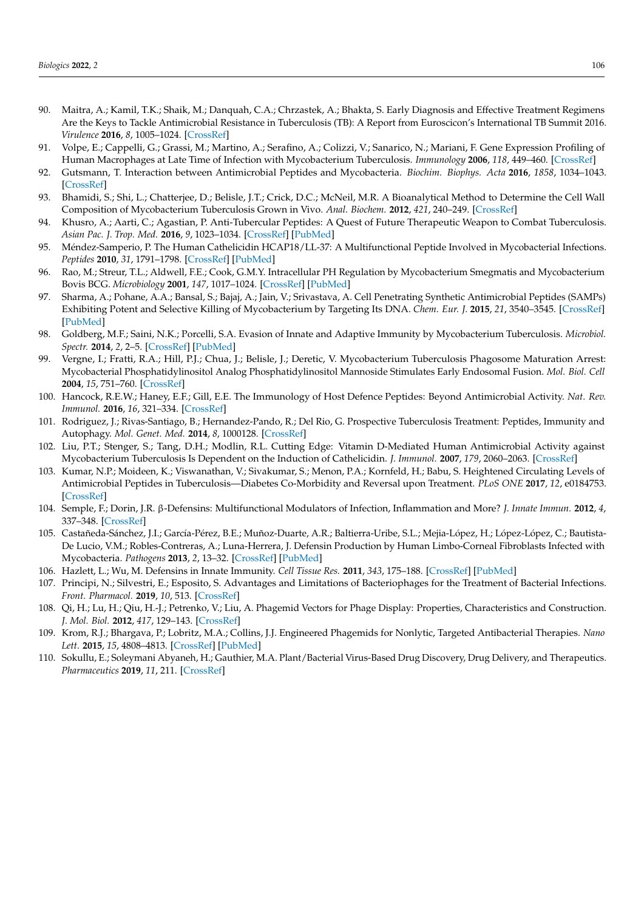90. Maitra, A.; Kamil, T.K.; Shaik, M.; Danquah, C.A.; Chrzastek, A.; Bhakta, S. Early Diagnosis and Effective Treatment Regimens Are the Keys to Tackle Antimicrobial Resistance in Tuberculosis (TB): A Report from Euroscicon's International TB Summit 2016. *Virulence* **2016**, *8*, 1005–1024. [CrossRef]
91. Volpe, E.; Cappelli, G.; Grassi, M.; Martino, A.; Serafino, A.; Colizzi, V.; Sanarico, N.; Mariani, F. Gene Expression Profiling of Human Macrophages at Late Time of Infection with Mycobacterium Tuberculosis. *Immunology* **2006**, *118*, 449–460. [CrossRef]
92. Gutsmann, T. Interaction between Antimicrobial Peptides and Mycobacteria. *Biochim. Biophys. Acta* **2016**, *1858*, 1034–1043. [CrossRef]
93. Bhamidi, S.; Shi, L.; Chatterjee, D.; Belisle, J.T.; Crick, D.C.; McNeil, M.R. A Bioanalytical Method to Determine the Cell Wall Composition of Mycobacterium Tuberculosis Grown in Vivo. *Anal. Biochem.* **2012**, *421*, 240–249. [CrossRef]
94. Khusro, A.; Aarti, C.; Agastian, P. Anti-Tubercular Peptides: A Quest of Future Therapeutic Weapon to Combat Tuberculosis. *Asian Pac. J. Trop. Med.* **2016**, *9*, 1023–1034. [CrossRef] [PubMed]
95. Méndez-Samperio, P. The Human Cathelicidin HCAP18/LL-37: A Multifunctional Peptide Involved in Mycobacterial Infections. *Peptides* **2010**, *31*, 1791–1798. [CrossRef] [PubMed]
96. Rao, M.; Streur, T.L.; Aldwell, F.E.; Cook, G.M.Y. Intracellular PH Regulation by Mycobacterium Smegmatis and Mycobacterium Bovis BCG. *Microbiology* **2001**, *147*, 1017–1024. [CrossRef] [PubMed]
97. Sharma, A.; Pohane, A.A.; Bansal, S.; Bajaj, A.; Jain, V.; Srivastava, A. Cell Penetrating Synthetic Antimicrobial Peptides (SAMPs) Exhibiting Potent and Selective Killing of Mycobacterium by Targeting Its DNA. *Chem. Eur. J.* **2015**, *21*, 3540–3545. [CrossRef] [PubMed]
98. Goldberg, M.F.; Saini, N.K.; Porcelli, S.A. Evasion of Innate and Adaptive Immunity by Mycobacterium Tuberculosis. *Microbiol. Spectr.* **2014**, *2*, 2–5. [CrossRef] [PubMed]
99. Vergne, I.; Fratti, R.A.; Hill, P.J.; Chua, J.; Belisle, J.; Deretic, V. Mycobacterium Tuberculosis Phagosome Maturation Arrest: Mycobacterial Phosphatidylinositol Analog Phosphatidylinositol Mannoside Stimulates Early Endosomal Fusion. *Mol. Biol. Cell* **2004**, *15*, 751–760. [CrossRef]
100. Hancock, R.E.W.; Haney, E.F.; Gill, E.E. The Immunology of Host Defence Peptides: Beyond Antimicrobial Activity. *Nat. Rev. Immunol.* **2016**, *16*, 321–334. [CrossRef]
101. Rodriguez, J.; Rivas-Santiago, B.; Hernandez-Pando, R.; Del Rio, G. Prospective Tuberculosis Treatment: Peptides, Immunity and Autophagy. *Mol. Genet. Med.* **2014**, *8*, 1000128. [CrossRef]
102. Liu, P.T.; Stenger, S.; Tang, D.H.; Modlin, R.L. Cutting Edge: Vitamin D-Mediated Human Antimicrobial Activity against Mycobacterium Tuberculosis Is Dependent on the Induction of Cathelicidin. *J. Immunol.* **2007**, *179*, 2060–2063. [CrossRef]
103. Kumar, N.P.; Moideen, K.; Viswanathan, V.; Sivakumar, S.; Menon, P.A.; Kornfeld, H.; Babu, S. Heightened Circulating Levels of Antimicrobial Peptides in Tuberculosis—Diabetes Co-Morbidity and Reversal upon Treatment. *PLoS ONE* **2017**, *12*, e0184753. [CrossRef]
104. Semple, F.; Dorin, J.R. β-Defensins: Multifunctional Modulators of Infection, Inflammation and More? *J. Innate Immun.* **2012**, *4*, 337–348. [CrossRef]
105. Castañeda-Sánchez, J.I.; García-Pérez, B.E.; Muñoz-Duarte, A.R.; Baltierra-Uribe, S.L.; Mejia-López, H.; López-López, C.; Bautista-De Lucio, V.M.; Robles-Contreras, A.; Luna-Herrera, J. Defensin Production by Human Limbo-Corneal Fibroblasts Infected with Mycobacteria. *Pathogens* **2013**, *2*, 13–32. [CrossRef] [PubMed]
106. Hazlett, L.; Wu, M. Defensins in Innate Immunity. *Cell Tissue Res.* **2011**, *343*, 175–188. [CrossRef] [PubMed]
107. Principi, N.; Silvestri, E.; Esposito, S. Advantages and Limitations of Bacteriophages for the Treatment of Bacterial Infections. *Front. Pharmacol.* **2019**, *10*, 513. [CrossRef]
108. Qi, H.; Lu, H.; Qiu, H.-J.; Petrenko, V.; Liu, A. Phagemid Vectors for Phage Display: Properties, Characteristics and Construction. *J. Mol. Biol.* **2012**, *417*, 129–143. [CrossRef]
109. Krom, R.J.; Bhargava, P.; Lobritz, M.A.; Collins, J.J. Engineered Phagemids for Nonlytic, Targeted Antibacterial Therapies. *Nano Lett.* **2015**, *15*, 4808–4813. [CrossRef] [PubMed]
110. Sokullu, E.; Soleymani Abyaneh, H.; Gauthier, M.A. Plant/Bacterial Virus-Based Drug Discovery, Drug Delivery, and Therapeutics. *Pharmaceutics* **2019**, *11*, 211. [CrossRef]